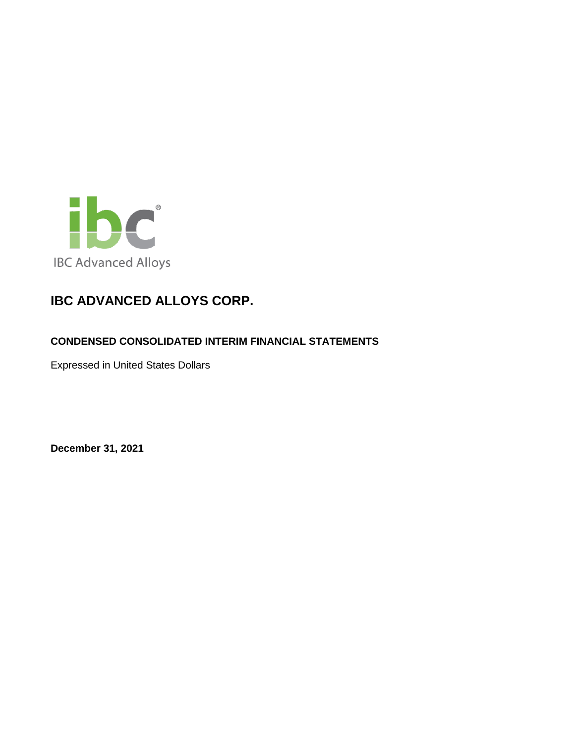IBC Advanced Alloys

# IBC ADVANCED ALLOYS CORP.

## CONDENSED CONSOLIDATED INTERIM FINANCIAL STATEMENTS

Expressed in United States Dollars

**December 31, 2021**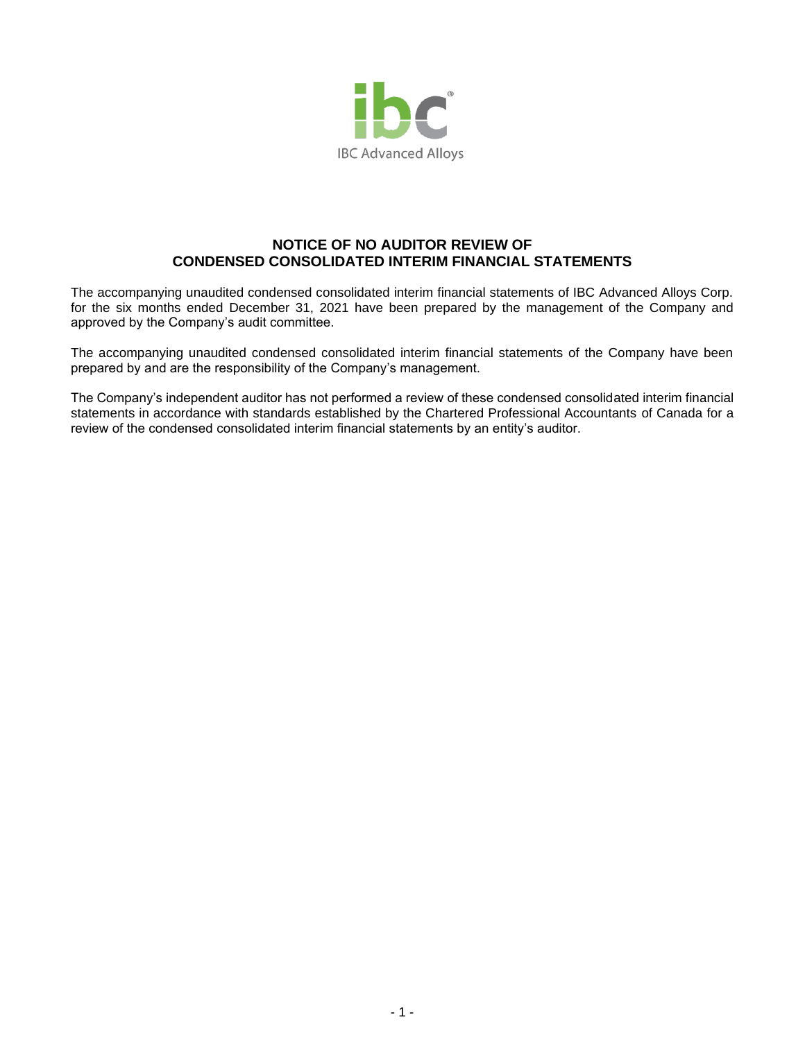IBC Advanced Alloys

## NOTICE OF NO AUDITOR REVIEW OF CONDENSED CONSOLIDATED INTERIM FINANCIAL STATEMENTS

The accompanying unaudited condensed consolidated interim financial statements of IBC Advanced Alloys Corp. for the six months ended December 31, 2021 have been prepared by the management of the Company and approved by the Company's audit committee.

The accompanying unaudited condensed consolidated interim financial statements of the Company have been prepared by and are the responsibility of the Company's management.

The Company's independent auditor has not performed a review of these condensed consolidated interim financial statements in accordance with standards established by the Chartered Professional Accountants of Canada for a review of the condensed consolidated interim financial statements by an entity's auditor.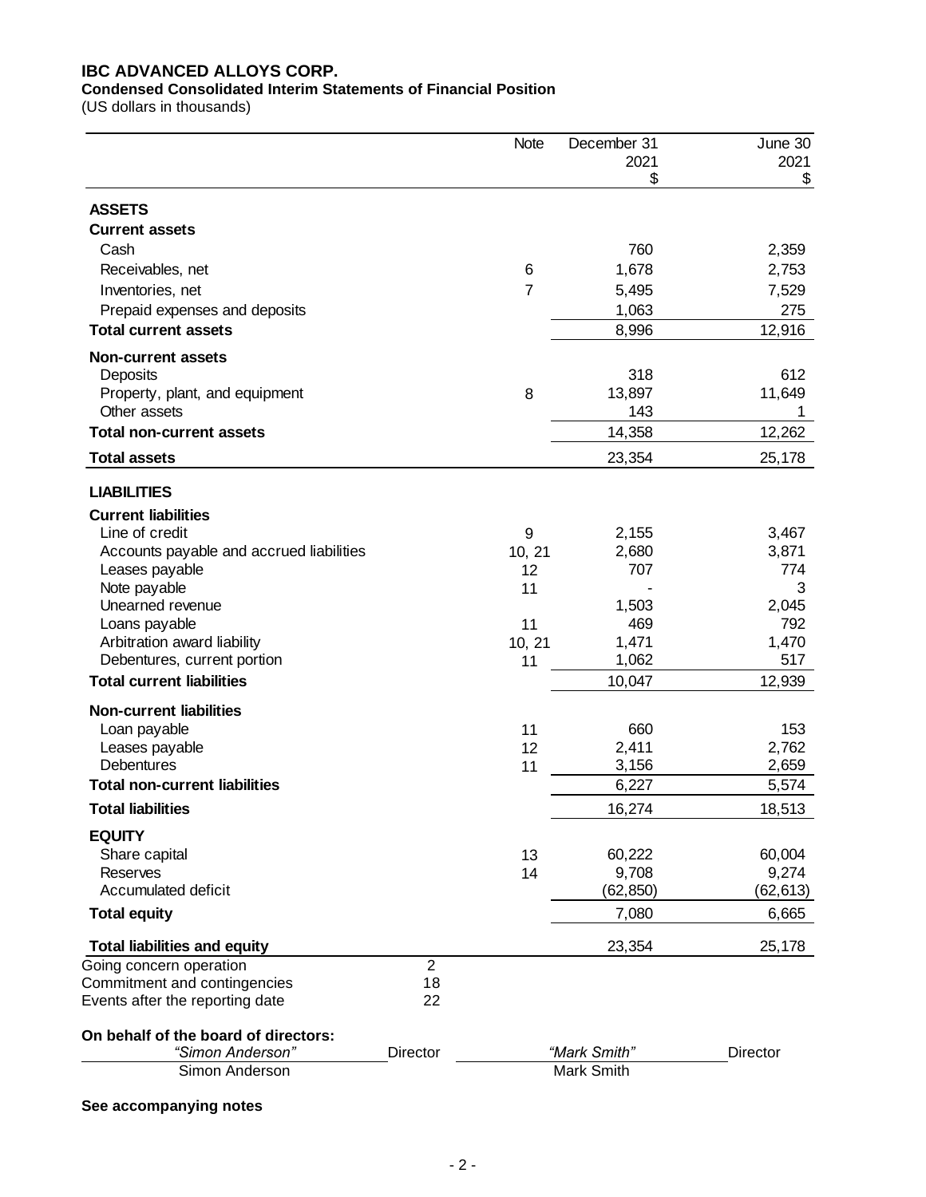**IBC ADVANCED ALLOYS CORP.**

**Condensed Consolidated Interim Statements of Financial Position**

(US dollars in thousands)

| | Note | December 31 2021 $ | June 30 2021 $ |
|---|---|---|---|
| **ASSETS** | | | |
| **Current assets** | | | |
| Cash | | 760 | 2,359 |
| Receivables, net | 6 | 1,678 | 2,753 |
| Inventories, net | 7 | 5,495 | 7,529 |
| Prepaid expenses and deposits | | 1,063 | 275 |
| **Total current assets** | | 8,996 | 12,916 |
| **Non-current assets** | | | |
| Deposits | | 318 | 612 |
| Property, plant, and equipment | 8 | 13,897 | 11,649 |
| Other assets | | 143 | 1 |
| **Total non-current assets** | | 14,358 | 12,262 |
| **Total assets** | | 23,354 | 25,178 |
| **LIABILITIES** | | | |
| **Current liabilities** | | | |
| Line of credit | 9 | 2,155 | 3,467 |
| Accounts payable and accrued liabilities | 10, 21 | 2,680 | 3,871 |
| Leases payable | 12 | 707 | 774 |
| Note payable | 11 | - | 3 |
| Unearned revenue | | 1,503 | 2,045 |
| Loans payable | 11 | 469 | 792 |
| Arbitration award liability | 10, 21 | 1,471 | 1,470 |
| Debentures, current portion | 11 | 1,062 | 517 |
| **Total current liabilities** | | 10,047 | 12,939 |
| **Non-current liabilities** | | | |
| Loan payable | 11 | 660 | 153 |
| Leases payable | 12 | 2,411 | 2,762 |
| Debentures | 11 | 3,156 | 2,659 |
| **Total non-current liabilities** | | 6,227 | 5,574 |
| **Total liabilities** | | 16,274 | 18,513 |
| **EQUITY** | | | |
| Share capital | 13 | 60,222 | 60,004 |
| Reserves | 14 | 9,708 | 9,274 |
| Accumulated deficit | | (62,850) | (62,613) |
| **Total equity** | | 7,080 | 6,665 |
| **Total liabilities and equity** | | 23,354 | 25,178 |

Going concern operation 2
Commitment and contingencies 18
Events after the reporting date 22

**On behalf of the board of directors:**

| *"Simon Anderson"* | Director | *"Mark Smith"* | Director |
|---|---|---|---|
| Simon Anderson | | Mark Smith | |

**See accompanying notes**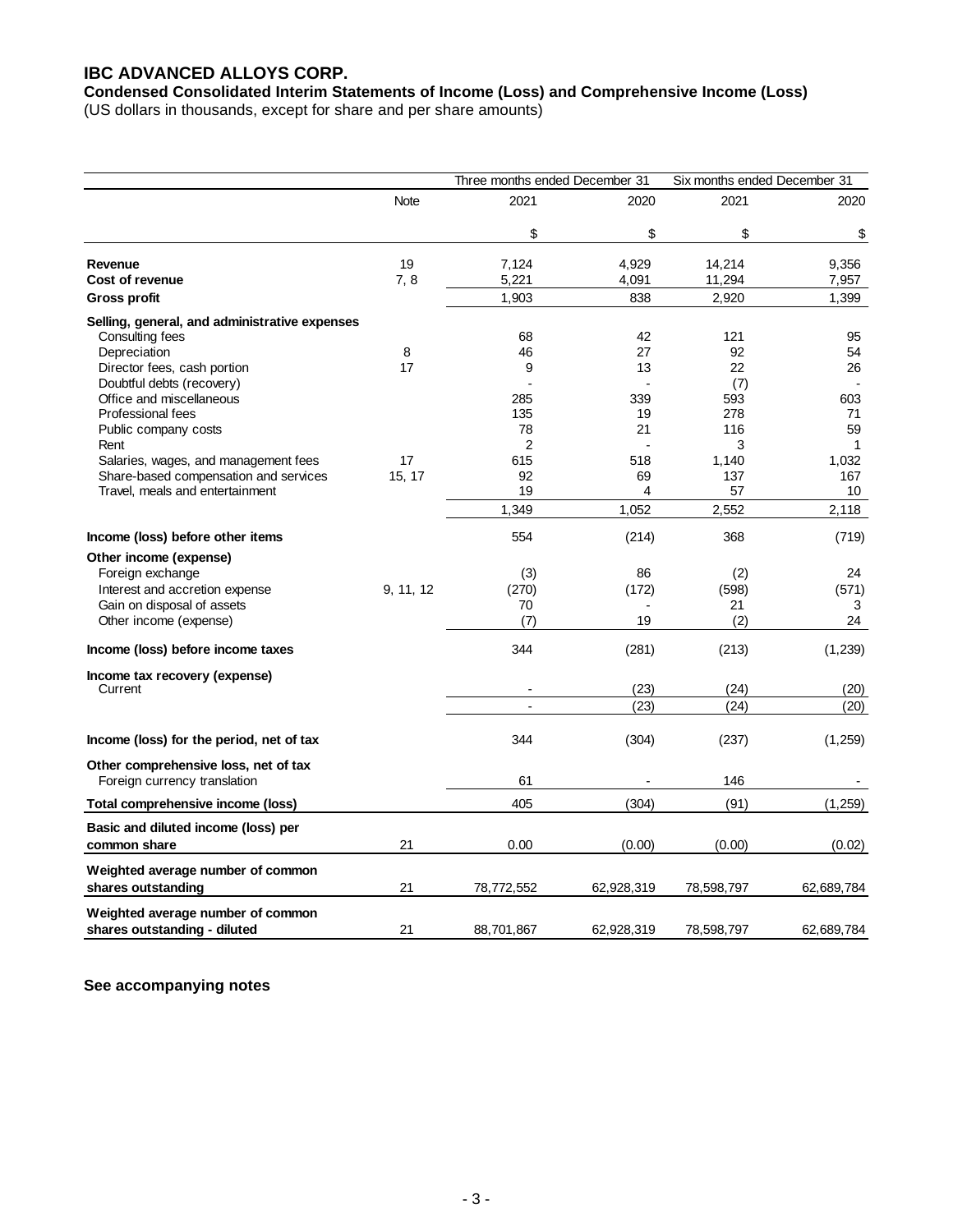# IBC ADVANCED ALLOYS CORP.

**Condensed Consolidated Interim Statements of Income (Loss) and Comprehensive Income (Loss)**
(US dollars in thousands, except for share and per share amounts)

| | | Three months ended December 31 | | Six months ended December 31 | |
|---|---|---|---|---|---|
| | Note | 2021 | 2020 | 2021 | 2020 |
| | | $ | $ | $ | $ |
| **Revenue** | 19 | 7,124 | 4,929 | 14,214 | 9,356 |
| **Cost of revenue** | 7, 8 | 5,221 | 4,091 | 11,294 | 7,957 |
| **Gross profit** | | 1,903 | 838 | 2,920 | 1,399 |
| **Selling, general, and administrative expenses** | | | | | |
| Consulting fees | | 68 | 42 | 121 | 95 |
| Depreciation | 8 | 46 | 27 | 92 | 54 |
| Director fees, cash portion | 17 | 9 | 13 | 22 | 26 |
| Doubtful debts (recovery) | | - | - | (7) | - |
| Office and miscellaneous | | 285 | 339 | 593 | 603 |
| Professional fees | | 135 | 19 | 278 | 71 |
| Public company costs | | 78 | 21 | 116 | 59 |
| Rent | | 2 | - | 3 | 1 |
| Salaries, wages, and management fees | 17 | 615 | 518 | 1,140 | 1,032 |
| Share-based compensation and services | 15, 17 | 92 | 69 | 137 | 167 |
| Travel, meals and entertainment | | 19 | 4 | 57 | 10 |
| | | 1,349 | 1,052 | 2,552 | 2,118 |
| **Income (loss) before other items** | | 554 | (214) | 368 | (719) |
| **Other income (expense)** | | | | | |
| Foreign exchange | | (3) | 86 | (2) | 24 |
| Interest and accretion expense | 9, 11, 12 | (270) | (172) | (598) | (571) |
| Gain on disposal of assets | | 70 | - | 21 | 3 |
| Other income (expense) | | (7) | 19 | (2) | 24 |
| **Income (loss) before income taxes** | | 344 | (281) | (213) | (1,239) |
| **Income tax recovery (expense)** | | | | | |
| Current | | - | (23) | (24) | (20) |
| | | - | (23) | (24) | (20) |
| **Income (loss) for the period, net of tax** | | 344 | (304) | (237) | (1,259) |
| **Other comprehensive loss, net of tax** | | | | | |
| Foreign currency translation | | 61 | - | 146 | - |
| **Total comprehensive income (loss)** | | 405 | (304) | (91) | (1,259) |
| **Basic and diluted income (loss) per common share** | 21 | 0.00 | (0.00) | (0.00) | (0.02) |
| **Weighted average number of common shares outstanding** | 21 | 78,772,552 | 62,928,319 | 78,598,797 | 62,689,784 |
| **Weighted average number of common shares outstanding - diluted** | 21 | 88,701,867 | 62,928,319 | 78,598,797 | 62,689,784 |

**See accompanying notes**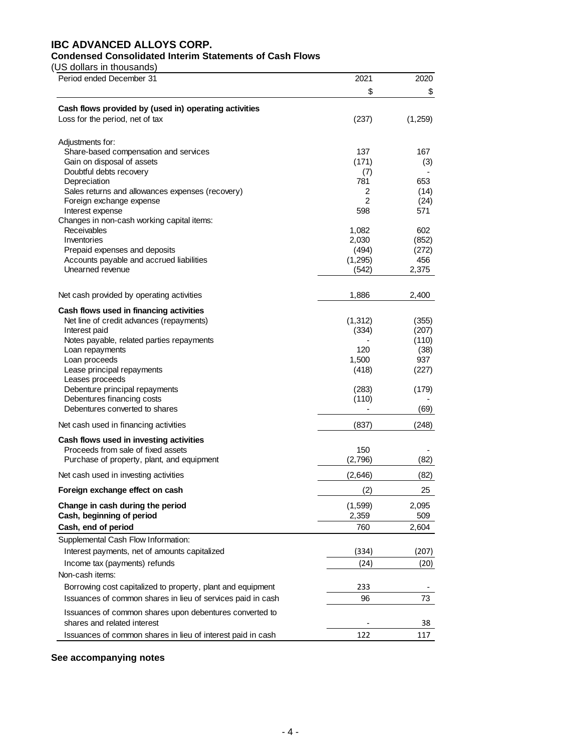# IBC ADVANCED ALLOYS CORP.

## Condensed Consolidated Interim Statements of Cash Flows

(US dollars in thousands)

| Period ended December 31 | 2021 | 2020 |
|---|---|---|
| | $ | $ |
| **Cash flows provided by (used in) operating activities** | | |
| Loss for the period, net of tax | (237) | (1,259) |
| Adjustments for: | | |
| Share-based compensation and services | 137 | 167 |
| Gain on disposal of assets | (171) | (3) |
| Doubtful debts recovery | (7) | - |
| Depreciation | 781 | 653 |
| Sales returns and allowances expenses (recovery) | 2 | (14) |
| Foreign exchange expense | 2 | (24) |
| Interest expense | 598 | 571 |
| Changes in non-cash working capital items: | | |
| Receivables | 1,082 | 602 |
| Inventories | 2,030 | (852) |
| Prepaid expenses and deposits | (494) | (272) |
| Accounts payable and accrued liabilities | (1,295) | 456 |
| Unearned revenue | (542) | 2,375 |
| Net cash provided by operating activities | 1,886 | 2,400 |
| **Cash flows used in financing activities** | | |
| Net line of credit advances (repayments) | (1,312) | (355) |
| Interest paid | (334) | (207) |
| Notes payable, related parties repayments | - | (110) |
| Loan repayments | 120 | (38) |
| Loan proceeds | 1,500 | 937 |
| Lease principal repayments | (418) | (227) |
| Leases proceeds | | |
| Debenture principal repayments | (283) | (179) |
| Debentures financing costs | (110) | - |
| Debentures converted to shares | - | (69) |
| Net cash used in financing activities | (837) | (248) |
| **Cash flows used in investing activities** | | |
| Proceeds from sale of fixed assets | 150 | - |
| Purchase of property, plant, and equipment | (2,796) | (82) |
| Net cash used in investing activities | (2,646) | (82) |
| **Foreign exchange effect on cash** | (2) | 25 |
| **Change in cash during the period** | (1,599) | 2,095 |
| **Cash, beginning of period** | 2,359 | 509 |
| **Cash, end of period** | 760 | 2,604 |
| Supplemental Cash Flow Information: | | |
| Interest payments, net of amounts capitalized | (334) | (207) |
| Income tax (payments) refunds | (24) | (20) |
| Non-cash items: | | |
| Borrowing cost capitalized to property, plant and equipment | 233 | - |
| Issuances of common shares in lieu of services paid in cash | 96 | 73 |
| Issuances of common shares upon debentures converted to shares and related interest | - | 38 |
| Issuances of common shares in lieu of interest paid in cash | 122 | 117 |

**See accompanying notes**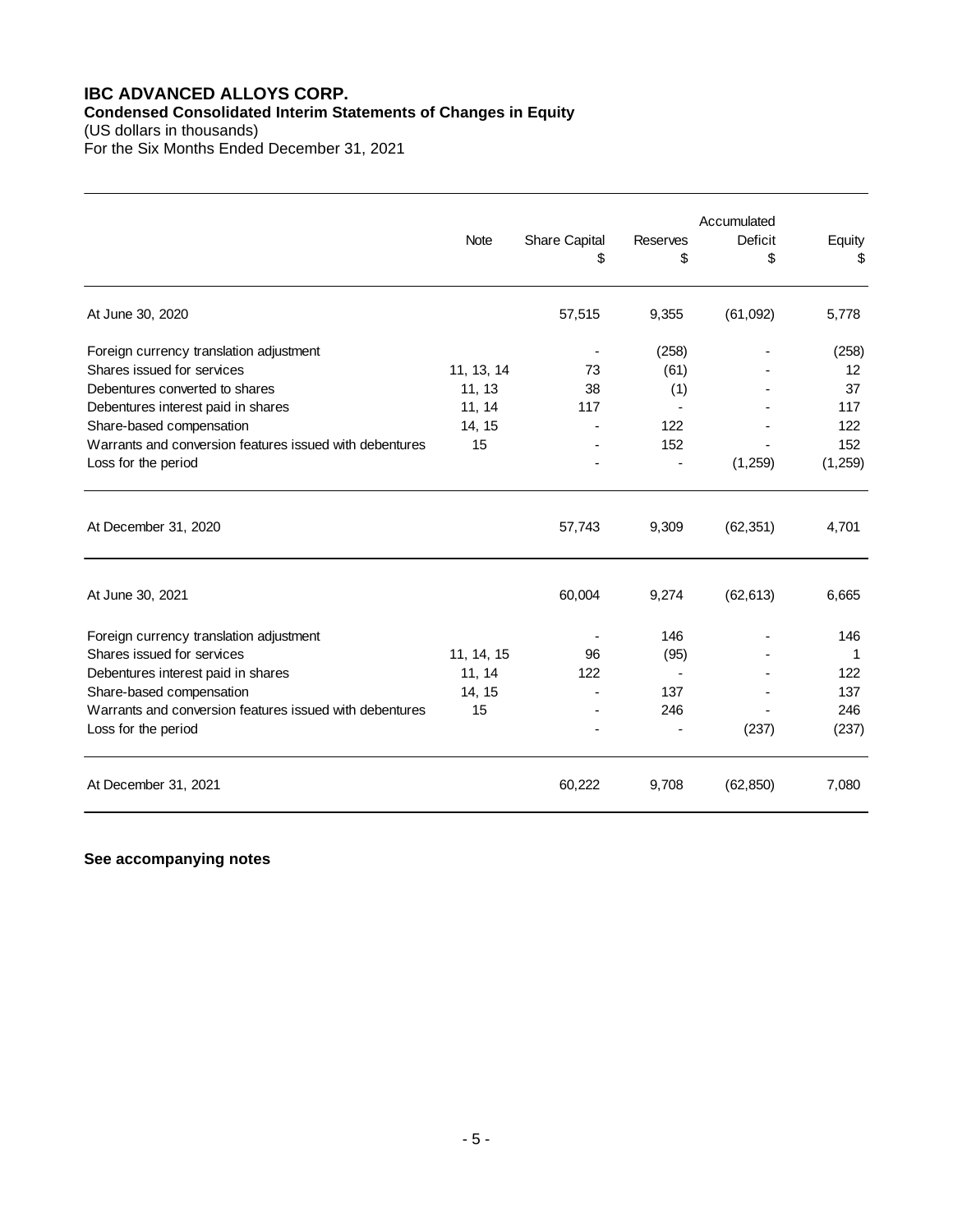# IBC ADVANCED ALLOYS CORP.

**Condensed Consolidated Interim Statements of Changes in Equity**

(US dollars in thousands)

For the Six Months Ended December 31, 2021

| | Note | Share Capital $ | Reserves $ | Accumulated Deficit $ | Equity $ |
|---|---|---|---|---|---|
| At June 30, 2020 | | 57,515 | 9,355 | (61,092) | 5,778 |
| Foreign currency translation adjustment | | - | (258) | - | (258) |
| Shares issued for services | 11, 13, 14 | 73 | (61) | - | 12 |
| Debentures converted to shares | 11, 13 | 38 | (1) | - | 37 |
| Debentures interest paid in shares | 11, 14 | 117 | - | - | 117 |
| Share-based compensation | 14, 15 | - | 122 | - | 122 |
| Warrants and conversion features issued with debentures | 15 | - | 152 | - | 152 |
| Loss for the period | | - | - | (1,259) | (1,259) |
| At December 31, 2020 | | 57,743 | 9,309 | (62,351) | 4,701 |
| At June 30, 2021 | | 60,004 | 9,274 | (62,613) | 6,665 |
| Foreign currency translation adjustment | | - | 146 | - | 146 |
| Shares issued for services | 11, 14, 15 | 96 | (95) | - | 1 |
| Debentures interest paid in shares | 11, 14 | 122 | - | - | 122 |
| Share-based compensation | 14, 15 | - | 137 | - | 137 |
| Warrants and conversion features issued with debentures | 15 | - | 246 | - | 246 |
| Loss for the period | | - | - | (237) | (237) |
| At December 31, 2021 | | 60,222 | 9,708 | (62,850) | 7,080 |

**See accompanying notes**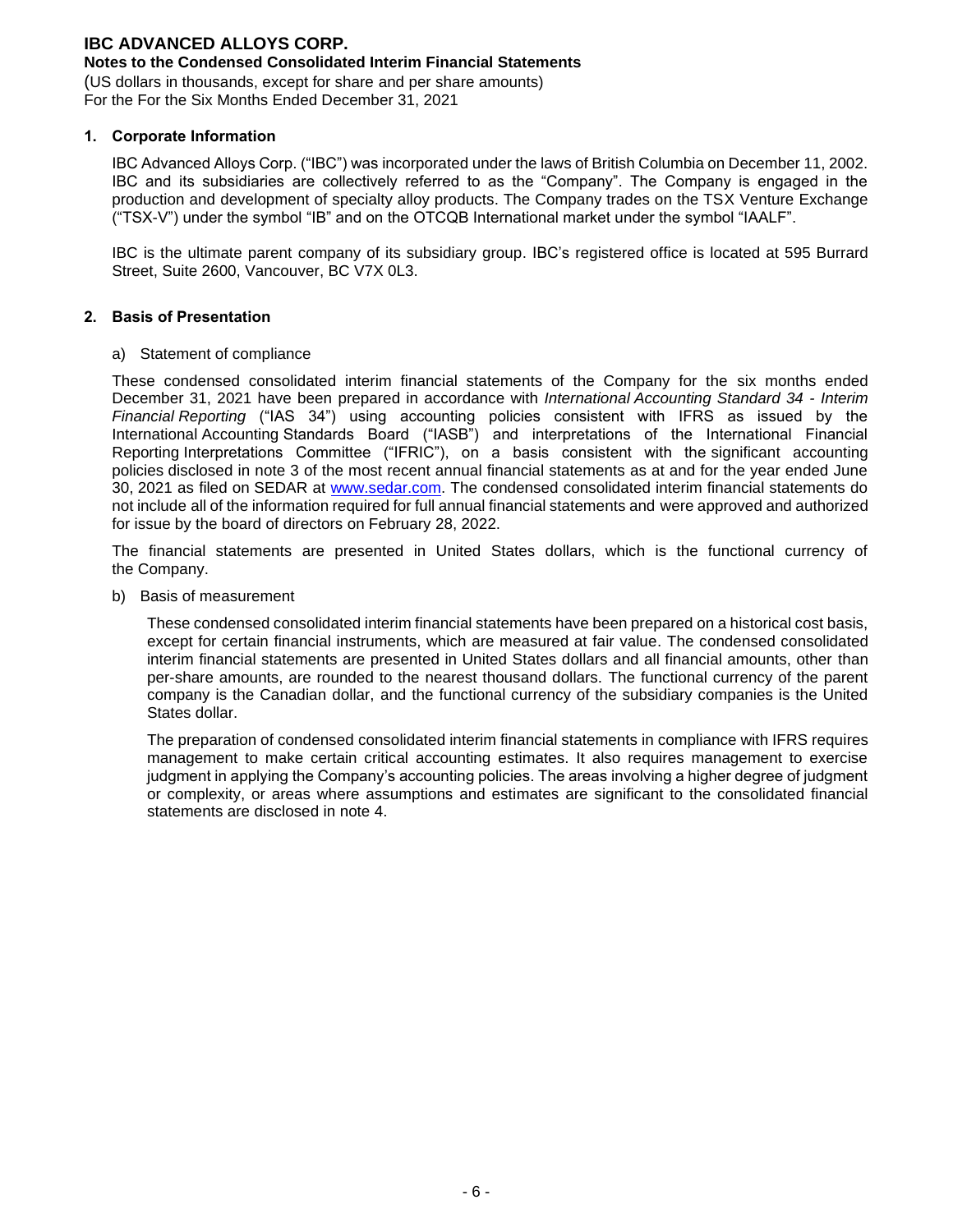## 1. Corporate Information

IBC Advanced Alloys Corp. ("IBC") was incorporated under the laws of British Columbia on December 11, 2002. IBC and its subsidiaries are collectively referred to as the "Company". The Company is engaged in the production and development of specialty alloy products. The Company trades on the TSX Venture Exchange ("TSX-V") under the symbol "IB" and on the OTCQB International market under the symbol "IAALF".

IBC is the ultimate parent company of its subsidiary group. IBC's registered office is located at 595 Burrard Street, Suite 2600, Vancouver, BC V7X 0L3.

## 2. Basis of Presentation

a) Statement of compliance

These condensed consolidated interim financial statements of the Company for the six months ended December 31, 2021 have been prepared in accordance with *International Accounting Standard 34 - Interim Financial Reporting* ("IAS 34") using accounting policies consistent with IFRS as issued by the International Accounting Standards Board ("IASB") and interpretations of the International Financial Reporting Interpretations Committee ("IFRIC"), on a basis consistent with the significant accounting policies disclosed in note 3 of the most recent annual financial statements as at and for the year ended June 30, 2021 as filed on SEDAR at www.sedar.com. The condensed consolidated interim financial statements do not include all of the information required for full annual financial statements and were approved and authorized for issue by the board of directors on February 28, 2022.

The financial statements are presented in United States dollars, which is the functional currency of the Company.

b) Basis of measurement

These condensed consolidated interim financial statements have been prepared on a historical cost basis, except for certain financial instruments, which are measured at fair value. The condensed consolidated interim financial statements are presented in United States dollars and all financial amounts, other than per-share amounts, are rounded to the nearest thousand dollars. The functional currency of the parent company is the Canadian dollar, and the functional currency of the subsidiary companies is the United States dollar.

The preparation of condensed consolidated interim financial statements in compliance with IFRS requires management to make certain critical accounting estimates. It also requires management to exercise judgment in applying the Company's accounting policies. The areas involving a higher degree of judgment or complexity, or areas where assumptions and estimates are significant to the consolidated financial statements are disclosed in note 4.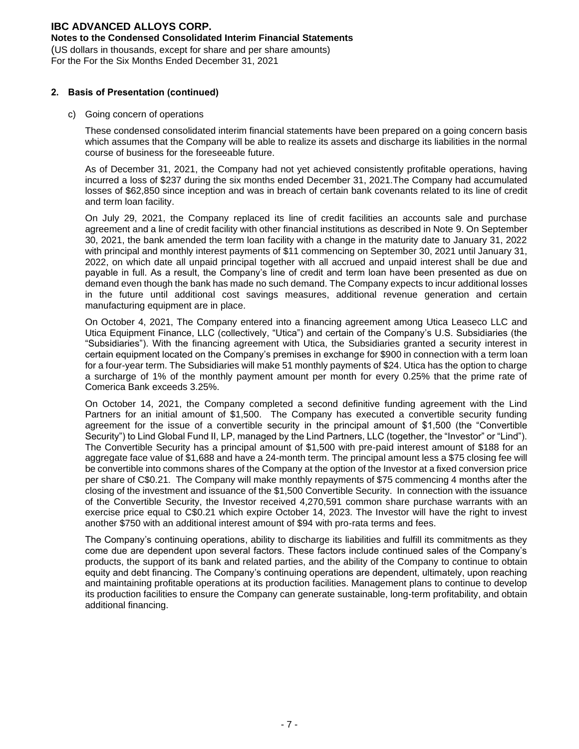## 2. Basis of Presentation (continued)

c) Going concern of operations

These condensed consolidated interim financial statements have been prepared on a going concern basis which assumes that the Company will be able to realize its assets and discharge its liabilities in the normal course of business for the foreseeable future.

As of December 31, 2021, the Company had not yet achieved consistently profitable operations, having incurred a loss of $237 during the six months ended December 31, 2021.The Company had accumulated losses of $62,850 since inception and was in breach of certain bank covenants related to its line of credit and term loan facility.

On July 29, 2021, the Company replaced its line of credit facilities an accounts sale and purchase agreement and a line of credit facility with other financial institutions as described in Note 9. On September 30, 2021, the bank amended the term loan facility with a change in the maturity date to January 31, 2022 with principal and monthly interest payments of $11 commencing on September 30, 2021 until January 31, 2022, on which date all unpaid principal together with all accrued and unpaid interest shall be due and payable in full. As a result, the Company's line of credit and term loan have been presented as due on demand even though the bank has made no such demand. The Company expects to incur additional losses in the future until additional cost savings measures, additional revenue generation and certain manufacturing equipment are in place.

On October 4, 2021, The Company entered into a financing agreement among Utica Leaseco LLC and Utica Equipment Finance, LLC (collectively, "Utica") and certain of the Company's U.S. Subsidiaries (the "Subsidiaries"). With the financing agreement with Utica, the Subsidiaries granted a security interest in certain equipment located on the Company's premises in exchange for $900 in connection with a term loan for a four-year term. The Subsidiaries will make 51 monthly payments of $24. Utica has the option to charge a surcharge of 1% of the monthly payment amount per month for every 0.25% that the prime rate of Comerica Bank exceeds 3.25%.

On October 14, 2021, the Company completed a second definitive funding agreement with the Lind Partners for an initial amount of $1,500. The Company has executed a convertible security funding agreement for the issue of a convertible security in the principal amount of $1,500 (the "Convertible Security") to Lind Global Fund II, LP, managed by the Lind Partners, LLC (together, the "Investor" or "Lind"). The Convertible Security has a principal amount of $1,500 with pre-paid interest amount of $188 for an aggregate face value of $1,688 and have a 24-month term. The principal amount less a $75 closing fee will be convertible into commons shares of the Company at the option of the Investor at a fixed conversion price per share of C$0.21. The Company will make monthly repayments of $75 commencing 4 months after the closing of the investment and issuance of the $1,500 Convertible Security. In connection with the issuance of the Convertible Security, the Investor received 4,270,591 common share purchase warrants with an exercise price equal to C$0.21 which expire October 14, 2023. The Investor will have the right to invest another $750 with an additional interest amount of $94 with pro-rata terms and fees.

The Company's continuing operations, ability to discharge its liabilities and fulfill its commitments as they come due are dependent upon several factors. These factors include continued sales of the Company's products, the support of its bank and related parties, and the ability of the Company to continue to obtain equity and debt financing. The Company's continuing operations are dependent, ultimately, upon reaching and maintaining profitable operations at its production facilities. Management plans to continue to develop its production facilities to ensure the Company can generate sustainable, long-term profitability, and obtain additional financing.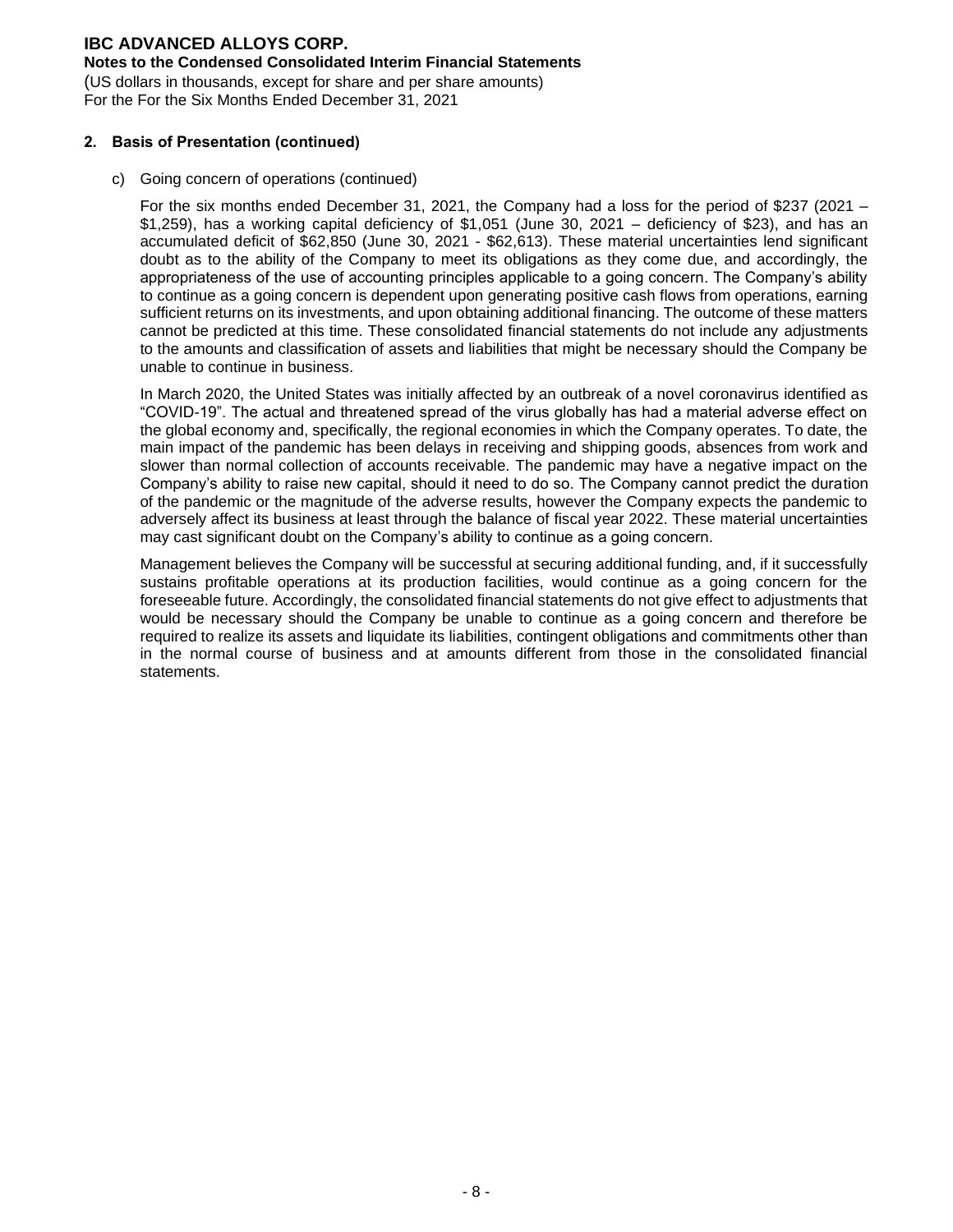## 2. Basis of Presentation (continued)

c) Going concern of operations (continued)

For the six months ended December 31, 2021, the Company had a loss for the period of $237 (2021 – $1,259), has a working capital deficiency of $1,051 (June 30, 2021 – deficiency of $23), and has an accumulated deficit of $62,850 (June 30, 2021 - $62,613). These material uncertainties lend significant doubt as to the ability of the Company to meet its obligations as they come due, and accordingly, the appropriateness of the use of accounting principles applicable to a going concern. The Company's ability to continue as a going concern is dependent upon generating positive cash flows from operations, earning sufficient returns on its investments, and upon obtaining additional financing. The outcome of these matters cannot be predicted at this time. These consolidated financial statements do not include any adjustments to the amounts and classification of assets and liabilities that might be necessary should the Company be unable to continue in business.

In March 2020, the United States was initially affected by an outbreak of a novel coronavirus identified as "COVID-19". The actual and threatened spread of the virus globally has had a material adverse effect on the global economy and, specifically, the regional economies in which the Company operates. To date, the main impact of the pandemic has been delays in receiving and shipping goods, absences from work and slower than normal collection of accounts receivable. The pandemic may have a negative impact on the Company's ability to raise new capital, should it need to do so. The Company cannot predict the duration of the pandemic or the magnitude of the adverse results, however the Company expects the pandemic to adversely affect its business at least through the balance of fiscal year 2022. These material uncertainties may cast significant doubt on the Company's ability to continue as a going concern.

Management believes the Company will be successful at securing additional funding, and, if it successfully sustains profitable operations at its production facilities, would continue as a going concern for the foreseeable future. Accordingly, the consolidated financial statements do not give effect to adjustments that would be necessary should the Company be unable to continue as a going concern and therefore be required to realize its assets and liquidate its liabilities, contingent obligations and commitments other than in the normal course of business and at amounts different from those in the consolidated financial statements.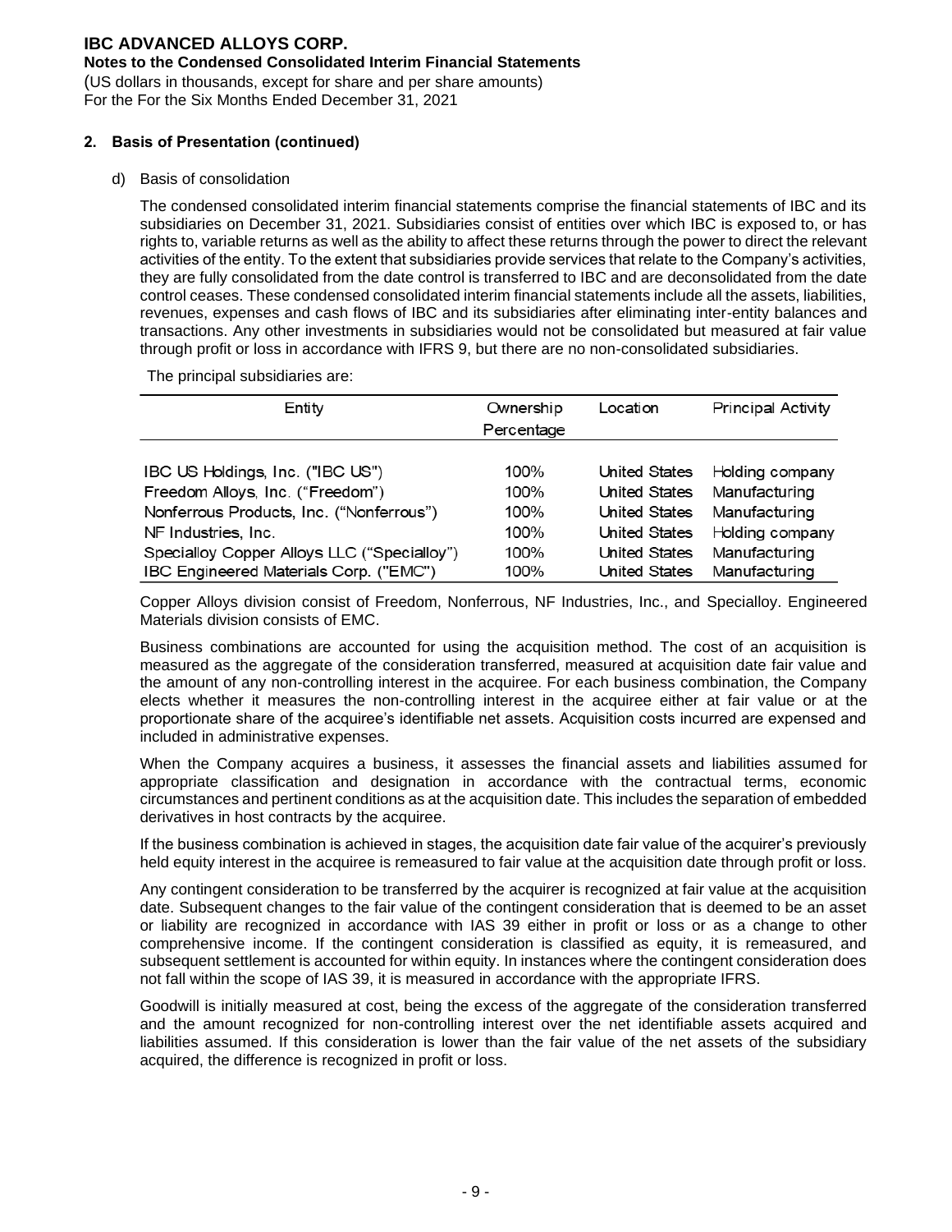## 2. Basis of Presentation (continued)

d) Basis of consolidation

The condensed consolidated interim financial statements comprise the financial statements of IBC and its subsidiaries on December 31, 2021. Subsidiaries consist of entities over which IBC is exposed to, or has rights to, variable returns as well as the ability to affect these returns through the power to direct the relevant activities of the entity. To the extent that subsidiaries provide services that relate to the Company's activities, they are fully consolidated from the date control is transferred to IBC and are deconsolidated from the date control ceases. These condensed consolidated interim financial statements include all the assets, liabilities, revenues, expenses and cash flows of IBC and its subsidiaries after eliminating inter-entity balances and transactions. Any other investments in subsidiaries would not be consolidated but measured at fair value through profit or loss in accordance with IFRS 9, but there are no non-consolidated subsidiaries.

The principal subsidiaries are:

| Entity | Ownership Percentage | Location | Principal Activity |
|---|---|---|---|
| IBC US Holdings, Inc. ("IBC US") | 100% | United States | Holding company |
| Freedom Alloys, Inc. ("Freedom") | 100% | United States | Manufacturing |
| Nonferrous Products, Inc. ("Nonferrous") | 100% | United States | Manufacturing |
| NF Industries, Inc. | 100% | United States | Holding company |
| Specialloy Copper Alloys LLC ("Specialloy") | 100% | United States | Manufacturing |
| IBC Engineered Materials Corp. ("EMC") | 100% | United States | Manufacturing |

Copper Alloys division consist of Freedom, Nonferrous, NF Industries, Inc., and Specialloy. Engineered Materials division consists of EMC.

Business combinations are accounted for using the acquisition method. The cost of an acquisition is measured as the aggregate of the consideration transferred, measured at acquisition date fair value and the amount of any non-controlling interest in the acquiree. For each business combination, the Company elects whether it measures the non-controlling interest in the acquiree either at fair value or at the proportionate share of the acquiree's identifiable net assets. Acquisition costs incurred are expensed and included in administrative expenses.

When the Company acquires a business, it assesses the financial assets and liabilities assumed for appropriate classification and designation in accordance with the contractual terms, economic circumstances and pertinent conditions as at the acquisition date. This includes the separation of embedded derivatives in host contracts by the acquiree.

If the business combination is achieved in stages, the acquisition date fair value of the acquirer's previously held equity interest in the acquiree is remeasured to fair value at the acquisition date through profit or loss.

Any contingent consideration to be transferred by the acquirer is recognized at fair value at the acquisition date. Subsequent changes to the fair value of the contingent consideration that is deemed to be an asset or liability are recognized in accordance with IAS 39 either in profit or loss or as a change to other comprehensive income. If the contingent consideration is classified as equity, it is remeasured, and subsequent settlement is accounted for within equity. In instances where the contingent consideration does not fall within the scope of IAS 39, it is measured in accordance with the appropriate IFRS.

Goodwill is initially measured at cost, being the excess of the aggregate of the consideration transferred and the amount recognized for non-controlling interest over the net identifiable assets acquired and liabilities assumed. If this consideration is lower than the fair value of the net assets of the subsidiary acquired, the difference is recognized in profit or loss.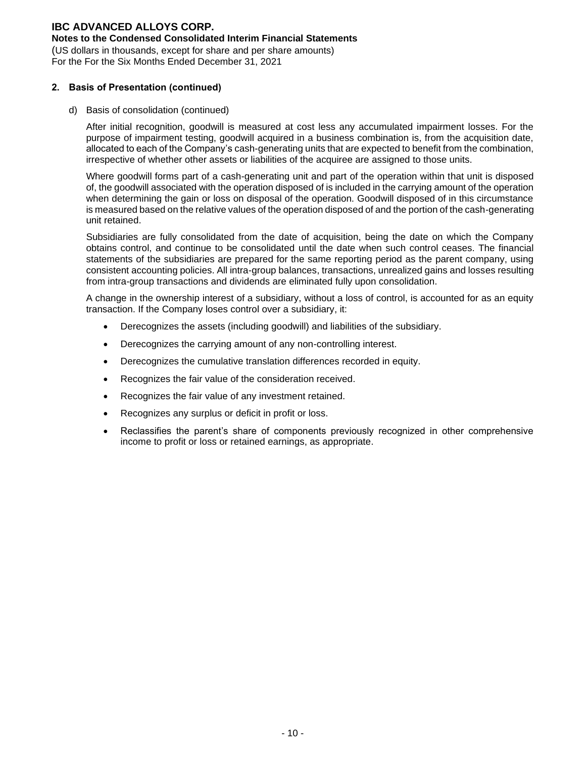## 2. Basis of Presentation (continued)

d) Basis of consolidation (continued)

After initial recognition, goodwill is measured at cost less any accumulated impairment losses. For the purpose of impairment testing, goodwill acquired in a business combination is, from the acquisition date, allocated to each of the Company's cash-generating units that are expected to benefit from the combination, irrespective of whether other assets or liabilities of the acquiree are assigned to those units.

Where goodwill forms part of a cash-generating unit and part of the operation within that unit is disposed of, the goodwill associated with the operation disposed of is included in the carrying amount of the operation when determining the gain or loss on disposal of the operation. Goodwill disposed of in this circumstance is measured based on the relative values of the operation disposed of and the portion of the cash-generating unit retained.

Subsidiaries are fully consolidated from the date of acquisition, being the date on which the Company obtains control, and continue to be consolidated until the date when such control ceases. The financial statements of the subsidiaries are prepared for the same reporting period as the parent company, using consistent accounting policies. All intra-group balances, transactions, unrealized gains and losses resulting from intra-group transactions and dividends are eliminated fully upon consolidation.

A change in the ownership interest of a subsidiary, without a loss of control, is accounted for as an equity transaction. If the Company loses control over a subsidiary, it:

- Derecognizes the assets (including goodwill) and liabilities of the subsidiary.
- Derecognizes the carrying amount of any non-controlling interest.
- Derecognizes the cumulative translation differences recorded in equity.
- Recognizes the fair value of the consideration received.
- Recognizes the fair value of any investment retained.
- Recognizes any surplus or deficit in profit or loss.
- Reclassifies the parent's share of components previously recognized in other comprehensive income to profit or loss or retained earnings, as appropriate.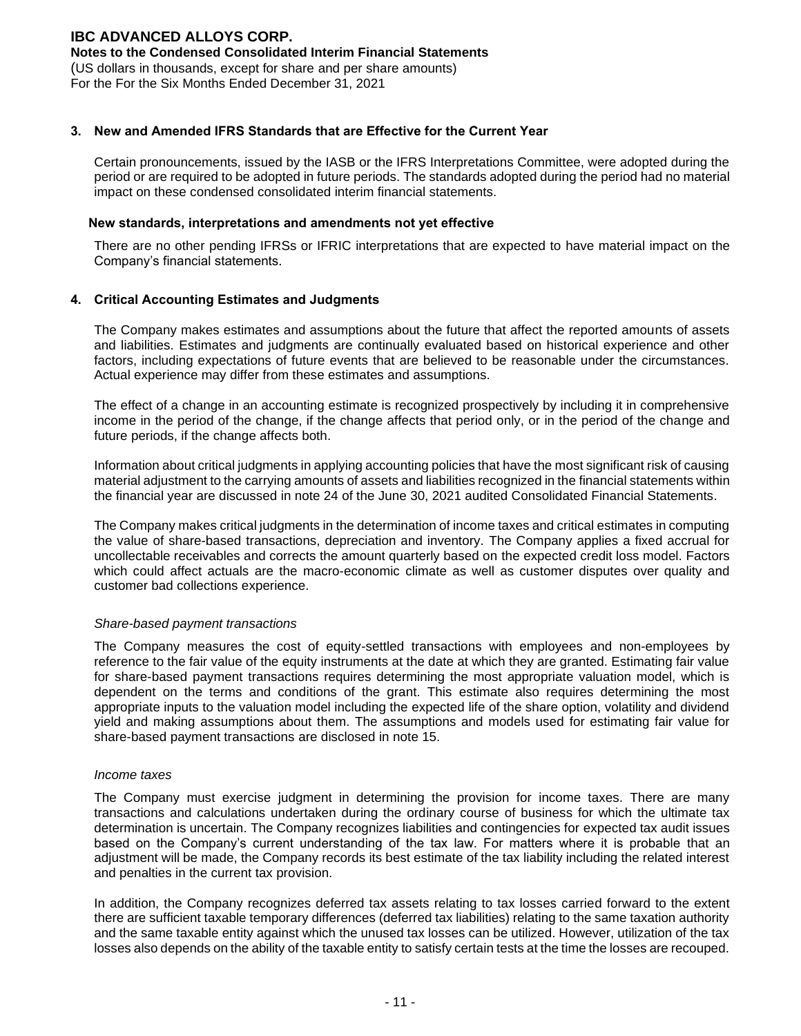## 3. New and Amended IFRS Standards that are Effective for the Current Year

Certain pronouncements, issued by the IASB or the IFRS Interpretations Committee, were adopted during the period or are required to be adopted in future periods. The standards adopted during the period had no material impact on these condensed consolidated interim financial statements.

### New standards, interpretations and amendments not yet effective

There are no other pending IFRSs or IFRIC interpretations that are expected to have material impact on the Company's financial statements.

## 4. Critical Accounting Estimates and Judgments

The Company makes estimates and assumptions about the future that affect the reported amounts of assets and liabilities. Estimates and judgments are continually evaluated based on historical experience and other factors, including expectations of future events that are believed to be reasonable under the circumstances. Actual experience may differ from these estimates and assumptions.

The effect of a change in an accounting estimate is recognized prospectively by including it in comprehensive income in the period of the change, if the change affects that period only, or in the period of the change and future periods, if the change affects both.

Information about critical judgments in applying accounting policies that have the most significant risk of causing material adjustment to the carrying amounts of assets and liabilities recognized in the financial statements within the financial year are discussed in note 24 of the June 30, 2021 audited Consolidated Financial Statements.

The Company makes critical judgments in the determination of income taxes and critical estimates in computing the value of share-based transactions, depreciation and inventory. The Company applies a fixed accrual for uncollectable receivables and corrects the amount quarterly based on the expected credit loss model. Factors which could affect actuals are the macro-economic climate as well as customer disputes over quality and customer bad collections experience.

*Share-based payment transactions*

The Company measures the cost of equity-settled transactions with employees and non-employees by reference to the fair value of the equity instruments at the date at which they are granted. Estimating fair value for share-based payment transactions requires determining the most appropriate valuation model, which is dependent on the terms and conditions of the grant. This estimate also requires determining the most appropriate inputs to the valuation model including the expected life of the share option, volatility and dividend yield and making assumptions about them. The assumptions and models used for estimating fair value for share-based payment transactions are disclosed in note 15.

*Income taxes*

The Company must exercise judgment in determining the provision for income taxes. There are many transactions and calculations undertaken during the ordinary course of business for which the ultimate tax determination is uncertain. The Company recognizes liabilities and contingencies for expected tax audit issues based on the Company's current understanding of the tax law. For matters where it is probable that an adjustment will be made, the Company records its best estimate of the tax liability including the related interest and penalties in the current tax provision.

In addition, the Company recognizes deferred tax assets relating to tax losses carried forward to the extent there are sufficient taxable temporary differences (deferred tax liabilities) relating to the same taxation authority and the same taxable entity against which the unused tax losses can be utilized. However, utilization of the tax losses also depends on the ability of the taxable entity to satisfy certain tests at the time the losses are recouped.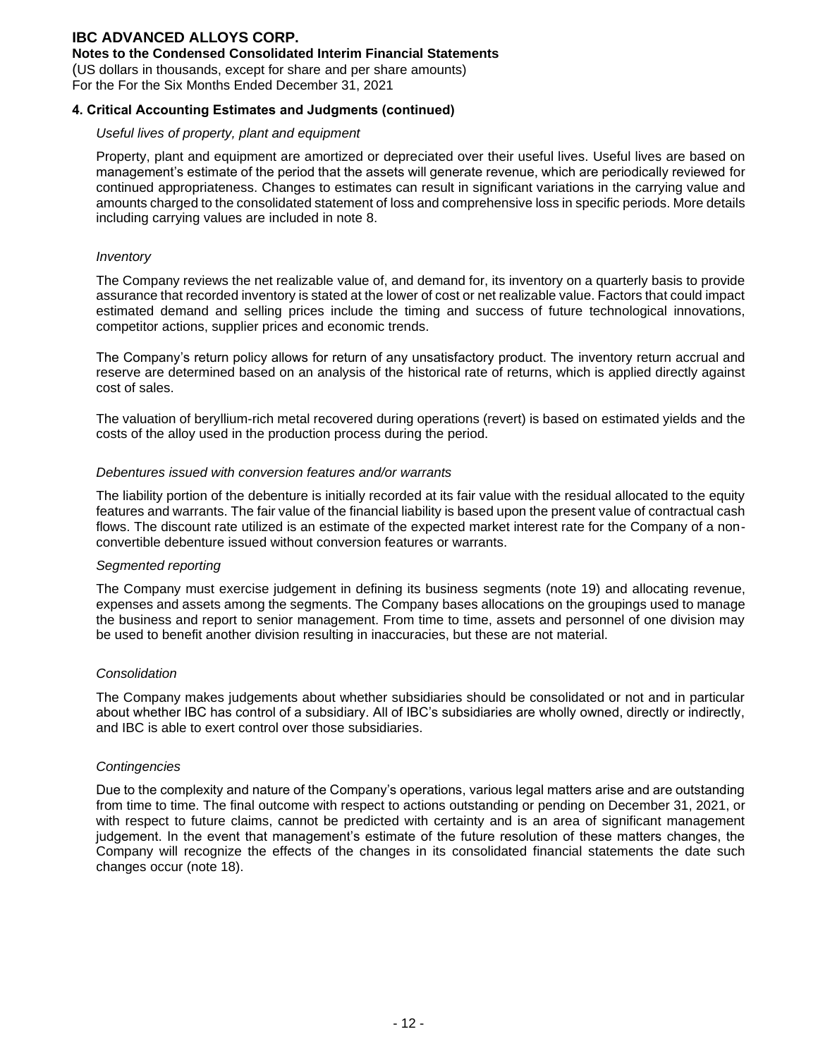## 4. Critical Accounting Estimates and Judgments (continued)

*Useful lives of property, plant and equipment*

Property, plant and equipment are amortized or depreciated over their useful lives. Useful lives are based on management's estimate of the period that the assets will generate revenue, which are periodically reviewed for continued appropriateness. Changes to estimates can result in significant variations in the carrying value and amounts charged to the consolidated statement of loss and comprehensive loss in specific periods. More details including carrying values are included in note 8.

*Inventory*

The Company reviews the net realizable value of, and demand for, its inventory on a quarterly basis to provide assurance that recorded inventory is stated at the lower of cost or net realizable value. Factors that could impact estimated demand and selling prices include the timing and success of future technological innovations, competitor actions, supplier prices and economic trends.

The Company's return policy allows for return of any unsatisfactory product. The inventory return accrual and reserve are determined based on an analysis of the historical rate of returns, which is applied directly against cost of sales.

The valuation of beryllium-rich metal recovered during operations (revert) is based on estimated yields and the costs of the alloy used in the production process during the period.

*Debentures issued with conversion features and/or warrants*

The liability portion of the debenture is initially recorded at its fair value with the residual allocated to the equity features and warrants. The fair value of the financial liability is based upon the present value of contractual cash flows. The discount rate utilized is an estimate of the expected market interest rate for the Company of a non-convertible debenture issued without conversion features or warrants.

*Segmented reporting*

The Company must exercise judgement in defining its business segments (note 19) and allocating revenue, expenses and assets among the segments. The Company bases allocations on the groupings used to manage the business and report to senior management. From time to time, assets and personnel of one division may be used to benefit another division resulting in inaccuracies, but these are not material.

*Consolidation*

The Company makes judgements about whether subsidiaries should be consolidated or not and in particular about whether IBC has control of a subsidiary. All of IBC's subsidiaries are wholly owned, directly or indirectly, and IBC is able to exert control over those subsidiaries.

*Contingencies*

Due to the complexity and nature of the Company's operations, various legal matters arise and are outstanding from time to time. The final outcome with respect to actions outstanding or pending on December 31, 2021, or with respect to future claims, cannot be predicted with certainty and is an area of significant management judgement. In the event that management's estimate of the future resolution of these matters changes, the Company will recognize the effects of the changes in its consolidated financial statements the date such changes occur (note 18).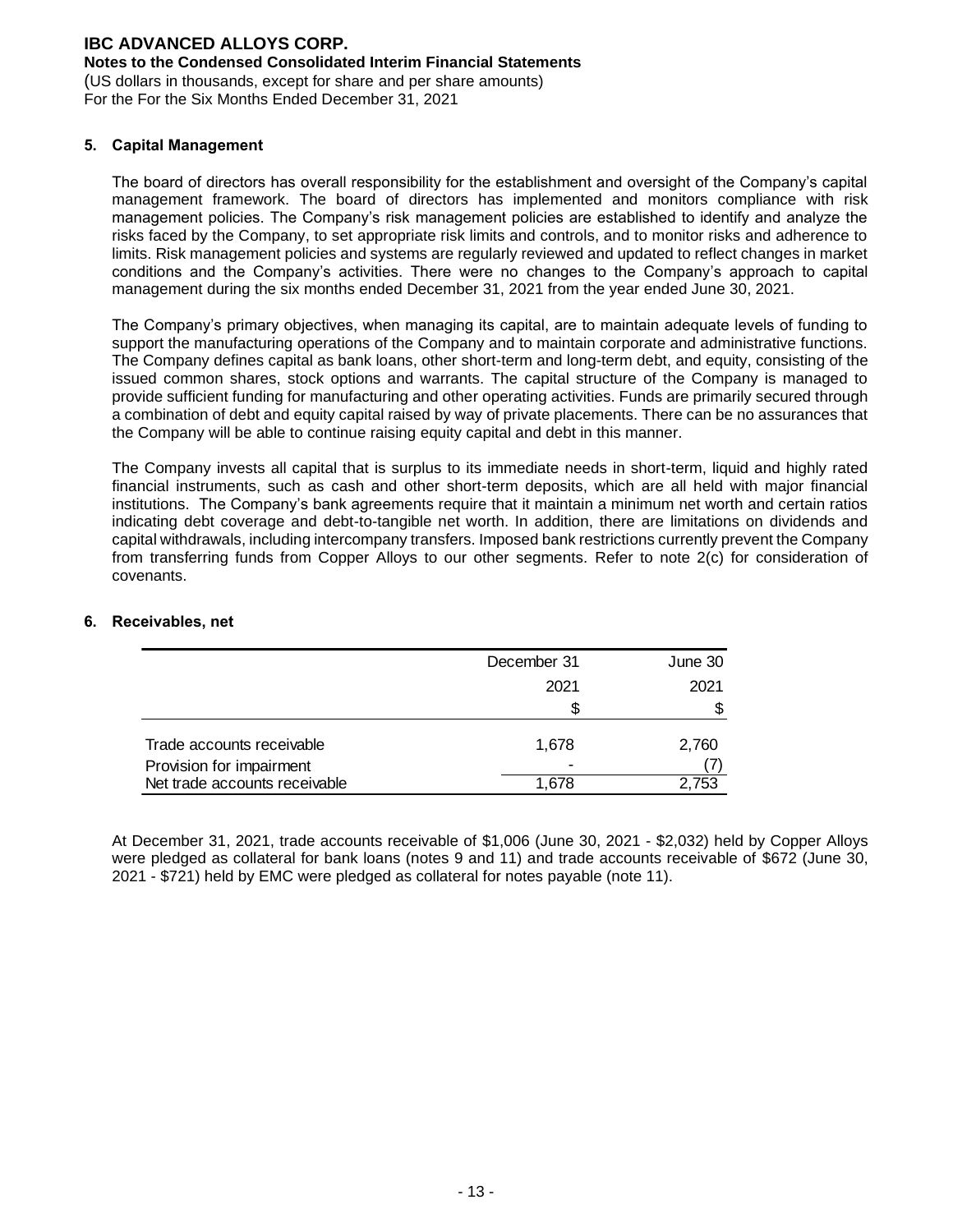## 5. Capital Management

The board of directors has overall responsibility for the establishment and oversight of the Company's capital management framework. The board of directors has implemented and monitors compliance with risk management policies. The Company's risk management policies are established to identify and analyze the risks faced by the Company, to set appropriate risk limits and controls, and to monitor risks and adherence to limits. Risk management policies and systems are regularly reviewed and updated to reflect changes in market conditions and the Company's activities. There were no changes to the Company's approach to capital management during the six months ended December 31, 2021 from the year ended June 30, 2021.

The Company's primary objectives, when managing its capital, are to maintain adequate levels of funding to support the manufacturing operations of the Company and to maintain corporate and administrative functions. The Company defines capital as bank loans, other short-term and long-term debt, and equity, consisting of the issued common shares, stock options and warrants. The capital structure of the Company is managed to provide sufficient funding for manufacturing and other operating activities. Funds are primarily secured through a combination of debt and equity capital raised by way of private placements. There can be no assurances that the Company will be able to continue raising equity capital and debt in this manner.

The Company invests all capital that is surplus to its immediate needs in short-term, liquid and highly rated financial instruments, such as cash and other short-term deposits, which are all held with major financial institutions. The Company's bank agreements require that it maintain a minimum net worth and certain ratios indicating debt coverage and debt-to-tangible net worth. In addition, there are limitations on dividends and capital withdrawals, including intercompany transfers. Imposed bank restrictions currently prevent the Company from transferring funds from Copper Alloys to our other segments. Refer to note 2(c) for consideration of covenants.

## 6. Receivables, net

| | December 31 2021 $ | June 30 2021 $ |
|---|---|---|
| Trade accounts receivable | 1,678 | 2,760 |
| Provision for impairment | - | (7) |
| Net trade accounts receivable | 1,678 | 2,753 |

At December 31, 2021, trade accounts receivable of $1,006 (June 30, 2021 - $2,032) held by Copper Alloys were pledged as collateral for bank loans (notes 9 and 11) and trade accounts receivable of $672 (June 30, 2021 - $721) held by EMC were pledged as collateral for notes payable (note 11).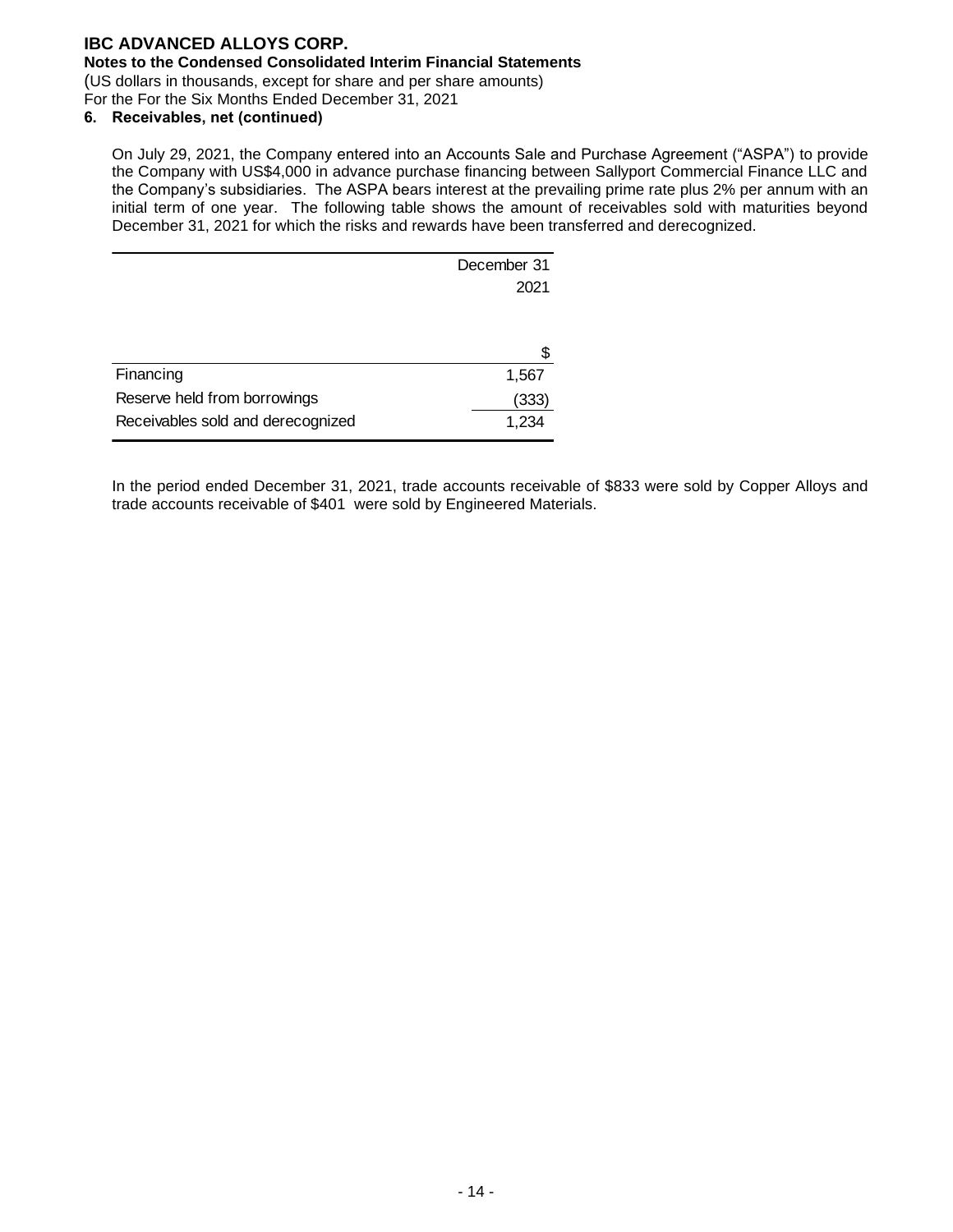**IBC ADVANCED ALLOYS CORP.**
**Notes to the Condensed Consolidated Interim Financial Statements**
(US dollars in thousands, except for share and per share amounts)
For the For the Six Months Ended December 31, 2021

## 6. Receivables, net (continued)

On July 29, 2021, the Company entered into an Accounts Sale and Purchase Agreement ("ASPA") to provide the Company with US$4,000 in advance purchase financing between Sallyport Commercial Finance LLC and the Company's subsidiaries. The ASPA bears interest at the prevailing prime rate plus 2% per annum with an initial term of one year. The following table shows the amount of receivables sold with maturities beyond December 31, 2021 for which the risks and rewards have been transferred and derecognized.

| | December 31 2021 |
|---|---|
| | $ |
| Financing | 1,567 |
| Reserve held from borrowings | (333) |
| Receivables sold and derecognized | 1,234 |

In the period ended December 31, 2021, trade accounts receivable of $833 were sold by Copper Alloys and trade accounts receivable of $401 were sold by Engineered Materials.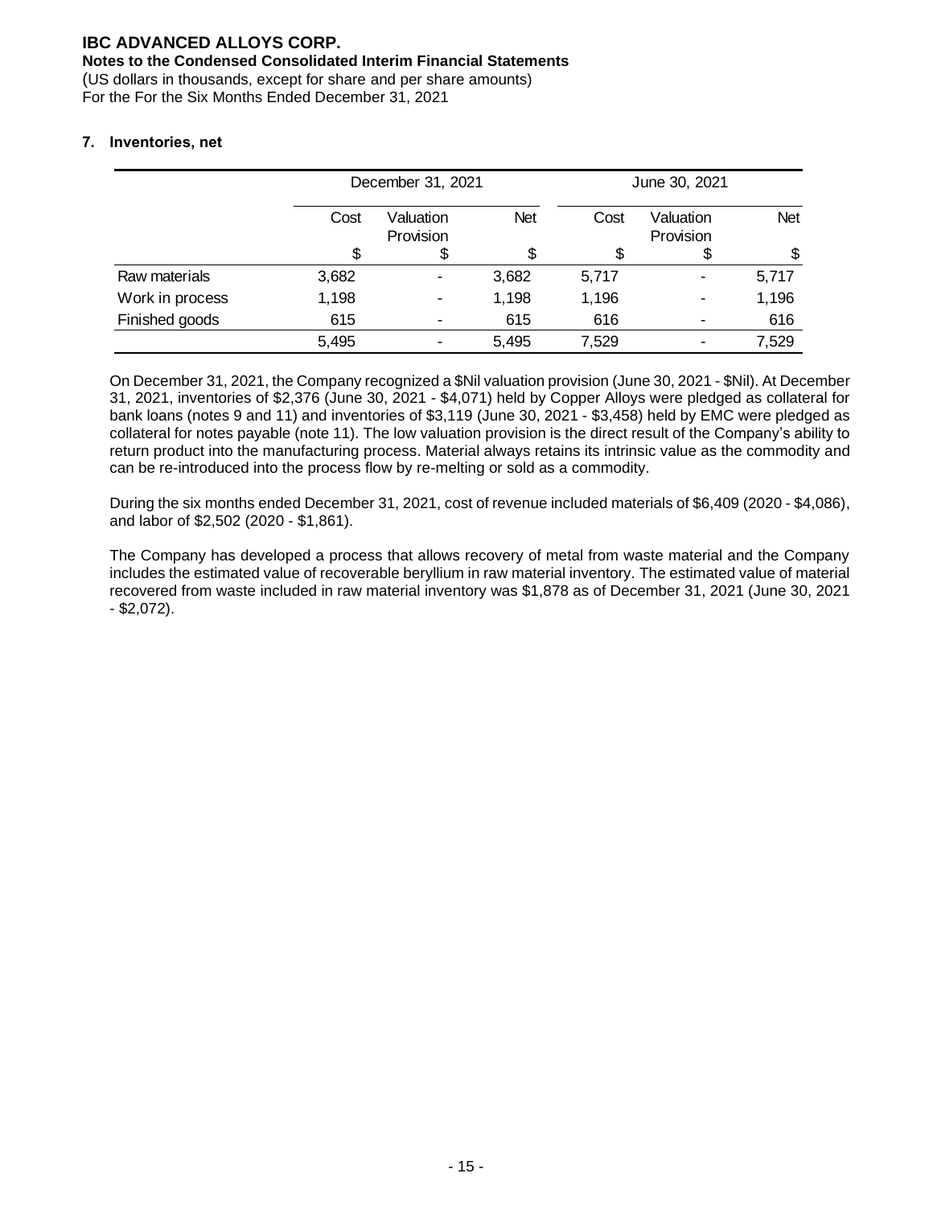## 7. Inventories, net

| | December 31, 2021 | | | June 30, 2021 | | |
|---|---|---|---|---|---|---|
| | Cost | Valuation Provision | Net | Cost | Valuation Provision | Net |
| | $ | $ | $ | $ | $ | $ |
| Raw materials | 3,682 | - | 3,682 | 5,717 | - | 5,717 |
| Work in process | 1,198 | - | 1,198 | 1,196 | - | 1,196 |
| Finished goods | 615 | - | 615 | 616 | - | 616 |
| | 5,495 | - | 5,495 | 7,529 | - | 7,529 |

On December 31, 2021, the Company recognized a $Nil valuation provision (June 30, 2021 - $Nil). At December 31, 2021, inventories of $2,376 (June 30, 2021 - $4,071) held by Copper Alloys were pledged as collateral for bank loans (notes 9 and 11) and inventories of $3,119 (June 30, 2021 - $3,458) held by EMC were pledged as collateral for notes payable (note 11). The low valuation provision is the direct result of the Company's ability to return product into the manufacturing process. Material always retains its intrinsic value as the commodity and can be re-introduced into the process flow by re-melting or sold as a commodity.

During the six months ended December 31, 2021, cost of revenue included materials of $6,409 (2020 - $4,086), and labor of $2,502 (2020 - $1,861).

The Company has developed a process that allows recovery of metal from waste material and the Company includes the estimated value of recoverable beryllium in raw material inventory. The estimated value of material recovered from waste included in raw material inventory was $1,878 as of December 31, 2021 (June 30, 2021 - $2,072).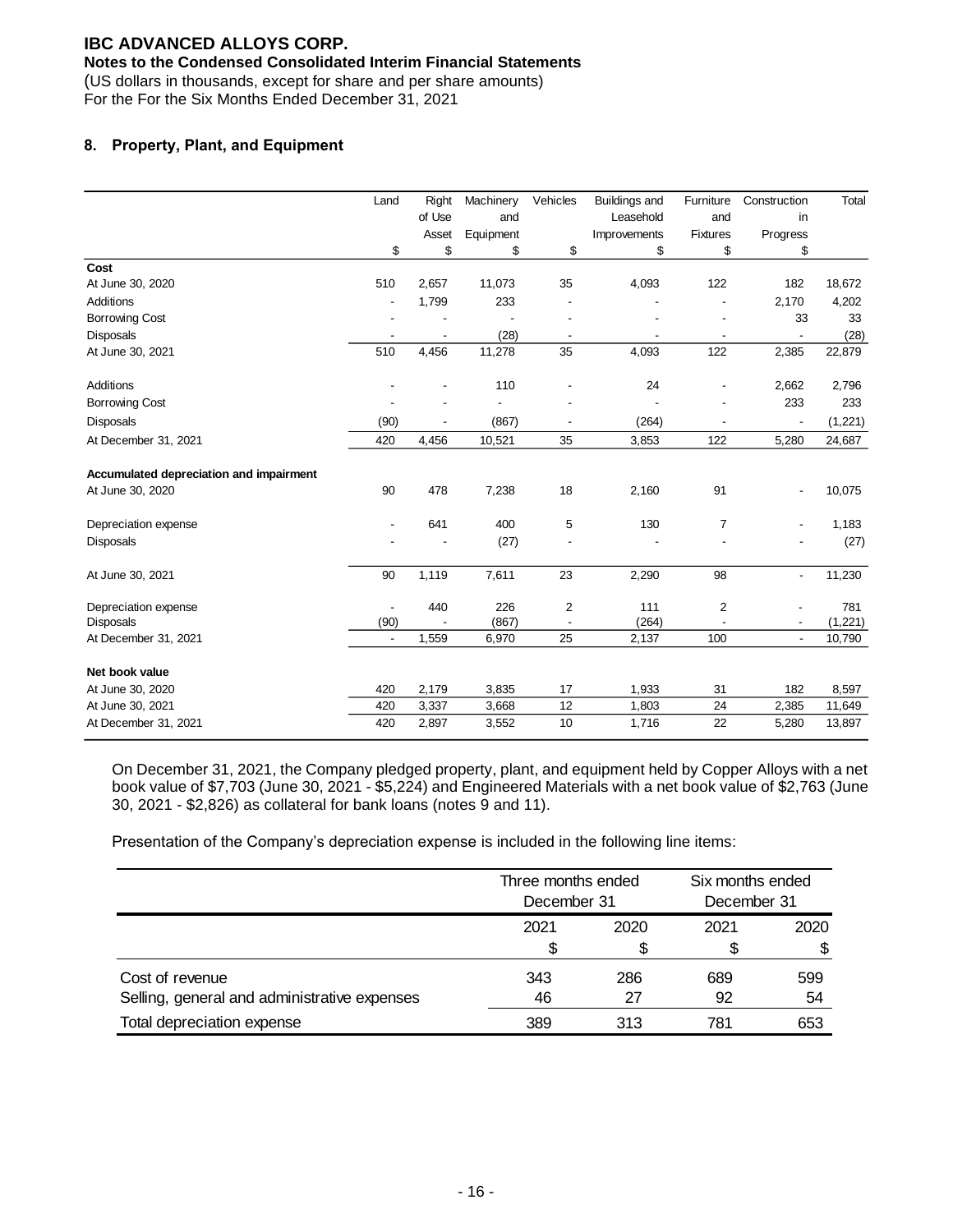# IBC ADVANCED ALLOYS CORP.

**Notes to the Condensed Consolidated Interim Financial Statements**

(US dollars in thousands, except for share and per share amounts)
For the For the Six Months Ended December 31, 2021

## 8. Property, Plant, and Equipment

| | Land | Right of Use Asset | Machinery and Equipment | Vehicles | Buildings and Leasehold Improvements | Furniture and Fixtures | Construction in Progress | Total |
|---|---|---|---|---|---|---|---|---|
| | $ | $ | $ | $ | $ | $ | $ | |
| **Cost** | | | | | | | | |
| At June 30, 2020 | 510 | 2,657 | 11,073 | 35 | 4,093 | 122 | 182 | 18,672 |
| Additions | - | 1,799 | 233 | - | - | - | 2,170 | 4,202 |
| Borrowing Cost | - | - | - | - | - | - | 33 | 33 |
| Disposals | - | - | (28) | - | - | - | - | (28) |
| At June 30, 2021 | 510 | 4,456 | 11,278 | 35 | 4,093 | 122 | 2,385 | 22,879 |
| Additions | - | - | 110 | - | 24 | - | 2,662 | 2,796 |
| Borrowing Cost | - | - | - | - | - | - | 233 | 233 |
| Disposals | (90) | - | (867) | - | (264) | - | - | (1,221) |
| At December 31, 2021 | 420 | 4,456 | 10,521 | 35 | 3,853 | 122 | 5,280 | 24,687 |
| **Accumulated depreciation and impairment** | | | | | | | | |
| At June 30, 2020 | 90 | 478 | 7,238 | 18 | 2,160 | 91 | - | 10,075 |
| Depreciation expense | - | 641 | 400 | 5 | 130 | 7 | - | 1,183 |
| Disposals | - | - | (27) | - | - | - | - | (27) |
| At June 30, 2021 | 90 | 1,119 | 7,611 | 23 | 2,290 | 98 | - | 11,230 |
| Depreciation expense | - | 440 | 226 | 2 | 111 | 2 | - | 781 |
| Disposals | (90) | - | (867) | - | (264) | - | - | (1,221) |
| At December 31, 2021 | - | 1,559 | 6,970 | 25 | 2,137 | 100 | - | 10,790 |
| **Net book value** | | | | | | | | |
| At June 30, 2020 | 420 | 2,179 | 3,835 | 17 | 1,933 | 31 | 182 | 8,597 |
| At June 30, 2021 | 420 | 3,337 | 3,668 | 12 | 1,803 | 24 | 2,385 | 11,649 |
| At December 31, 2021 | 420 | 2,897 | 3,552 | 10 | 1,716 | 22 | 5,280 | 13,897 |

On December 31, 2021, the Company pledged property, plant, and equipment held by Copper Alloys with a net book value of $7,703 (June 30, 2021 - $5,224) and Engineered Materials with a net book value of $2,763 (June 30, 2021 - $2,826) as collateral for bank loans (notes 9 and 11).

Presentation of the Company's depreciation expense is included in the following line items:

| | Three months ended December 31 | | Six months ended December 31 | |
|---|---|---|---|---|
| | 2021 | 2020 | 2021 | 2020 |
| | $ | $ | $ | $ |
| Cost of revenue | 343 | 286 | 689 | 599 |
| Selling, general and administrative expenses | 46 | 27 | 92 | 54 |
| Total depreciation expense | 389 | 313 | 781 | 653 |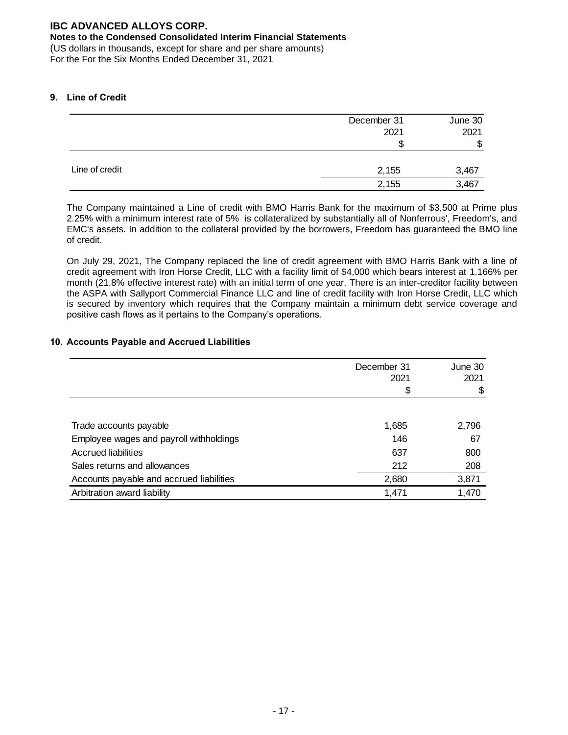## 9. Line of Credit

| | December 31 2021 $ | June 30 2021 $ |
|---|---|---|
| Line of credit | 2,155 | 3,467 |
| | 2,155 | 3,467 |

The Company maintained a Line of credit with BMO Harris Bank for the maximum of $3,500 at Prime plus 2.25% with a minimum interest rate of 5% is collateralized by substantially all of Nonferrous', Freedom's, and EMC's assets. In addition to the collateral provided by the borrowers, Freedom has guaranteed the BMO line of credit.

On July 29, 2021, The Company replaced the line of credit agreement with BMO Harris Bank with a line of credit agreement with Iron Horse Credit, LLC with a facility limit of $4,000 which bears interest at 1.166% per month (21.8% effective interest rate) with an initial term of one year. There is an inter-creditor facility between the ASPA with Sallyport Commercial Finance LLC and line of credit facility with Iron Horse Credit, LLC which is secured by inventory which requires that the Company maintain a minimum debt service coverage and positive cash flows as it pertains to the Company's operations.

## 10. Accounts Payable and Accrued Liabilities

| | December 31 2021 $ | June 30 2021 $ |
|---|---|---|
| Trade accounts payable | 1,685 | 2,796 |
| Employee wages and payroll withholdings | 146 | 67 |
| Accrued liabilities | 637 | 800 |
| Sales returns and allowances | 212 | 208 |
| Accounts payable and accrued liabilities | 2,680 | 3,871 |
| Arbitration award liability | 1,471 | 1,470 |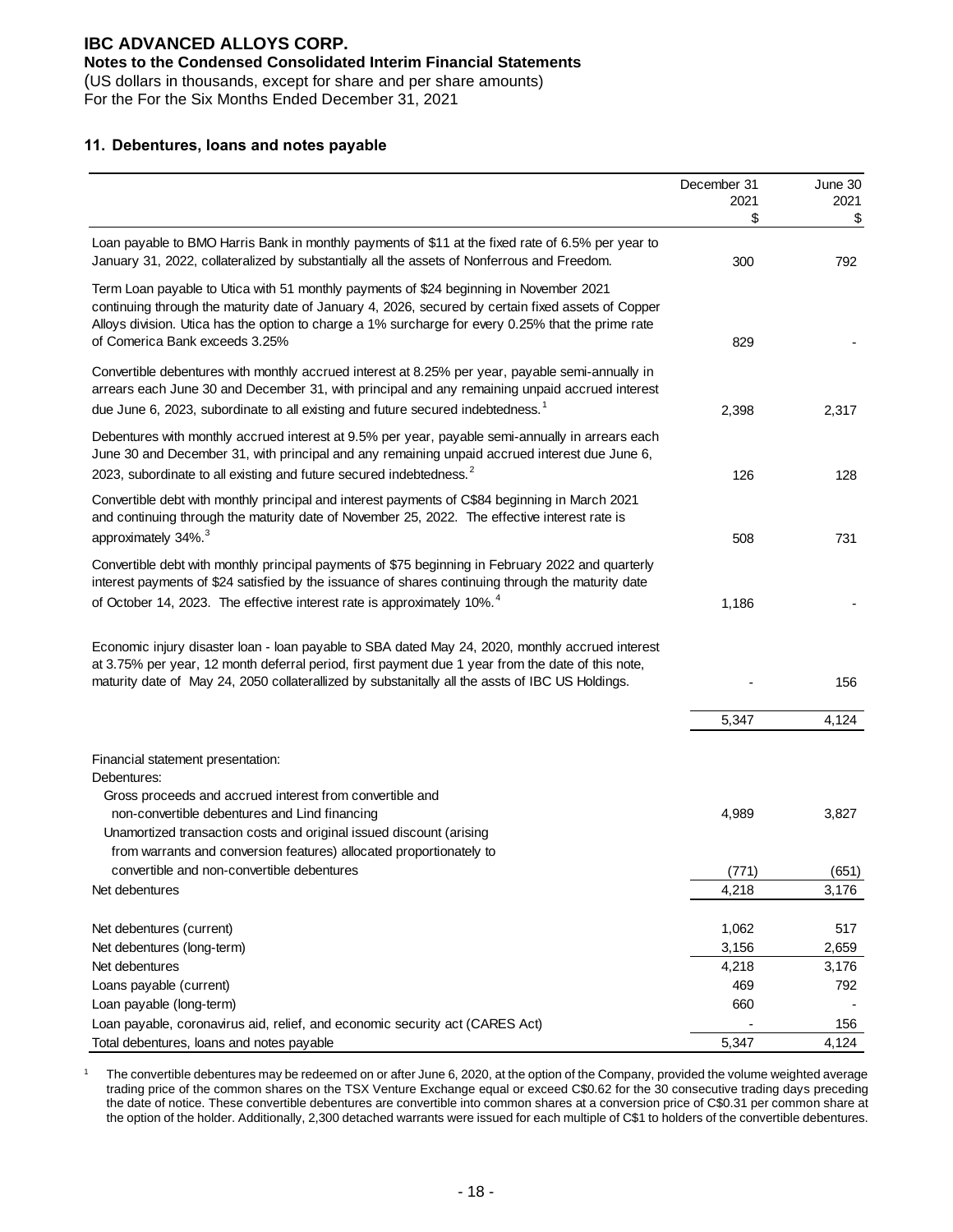## 11. Debentures, loans and notes payable

| | December 31 2021 $ | June 30 2021 $ |
|---|---|---|
| Loan payable to BMO Harris Bank in monthly payments of $11 at the fixed rate of 6.5% per year to January 31, 2022, collateralized by substantially all the assets of Nonferrous and Freedom. | 300 | 792 |
| Term Loan payable to Utica with 51 monthly payments of $24 beginning in November 2021 continuing through the maturity date of January 4, 2026, secured by certain fixed assets of Copper Alloys division. Utica has the option to charge a 1% surcharge for every 0.25% that the prime rate of Comerica Bank exceeds 3.25% | 829 | - |
| Convertible debentures with monthly accrued interest at 8.25% per year, payable semi-annually in arrears each June 30 and December 31, with principal and any remaining unpaid accrued interest due June 6, 2023, subordinate to all existing and future secured indebtedness.[1] | 2,398 | 2,317 |
| Debentures with monthly accrued interest at 9.5% per year, payable semi-annually in arrears each June 30 and December 31, with principal and any remaining unpaid accrued interest due June 6, 2023, subordinate to all existing and future secured indebtedness.[2] | 126 | 128 |
| Convertible debt with monthly principal and interest payments of C$84 beginning in March 2021 and continuing through the maturity date of November 25, 2022. The effective interest rate is approximately 34%.[3] | 508 | 731 |
| Convertible debt with monthly principal payments of $75 beginning in February 2022 and quarterly interest payments of $24 satisfied by the issuance of shares continuing through the maturity date of October 14, 2023. The effective interest rate is approximately 10%.[4] | 1,186 | - |
| Economic injury disaster loan - loan payable to SBA dated May 24, 2020, monthly accrued interest at 3.75% per year, 12 month deferral period, first payment due 1 year from the date of this note, maturity date of May 24, 2050 collaterallized by substanitally all the assts of IBC US Holdings. | - | 156 |
| | 5,347 | 4,124 |
| Financial statement presentation: | | |
| Debentures: | | |
| Gross proceeds and accrued interest from convertible and non-convertible debentures and Lind financing | 4,989 | 3,827 |
| Unamortized transaction costs and original issued discount (arising from warrants and conversion features) allocated proportionately to convertible and non-convertible debentures | (771) | (651) |
| Net debentures | 4,218 | 3,176 |
| Net debentures (current) | 1,062 | 517 |
| Net debentures (long-term) | 3,156 | 2,659 |
| Net debentures | 4,218 | 3,176 |
| Loans payable (current) | 469 | 792 |
| Loan payable (long-term) | 660 | - |
| Loan payable, coronavirus aid, relief, and economic security act (CARES Act) | - | 156 |
| Total debentures, loans and notes payable | 5,347 | 4,124 |

[1] The convertible debentures may be redeemed on or after June 6, 2020, at the option of the Company, provided the volume weighted average trading price of the common shares on the TSX Venture Exchange equal or exceed C$0.62 for the 30 consecutive trading days preceding the date of notice. These convertible debentures are convertible into common shares at a conversion price of C$0.31 per common share at the option of the holder. Additionally, 2,300 detached warrants were issued for each multiple of C$1 to holders of the convertible debentures.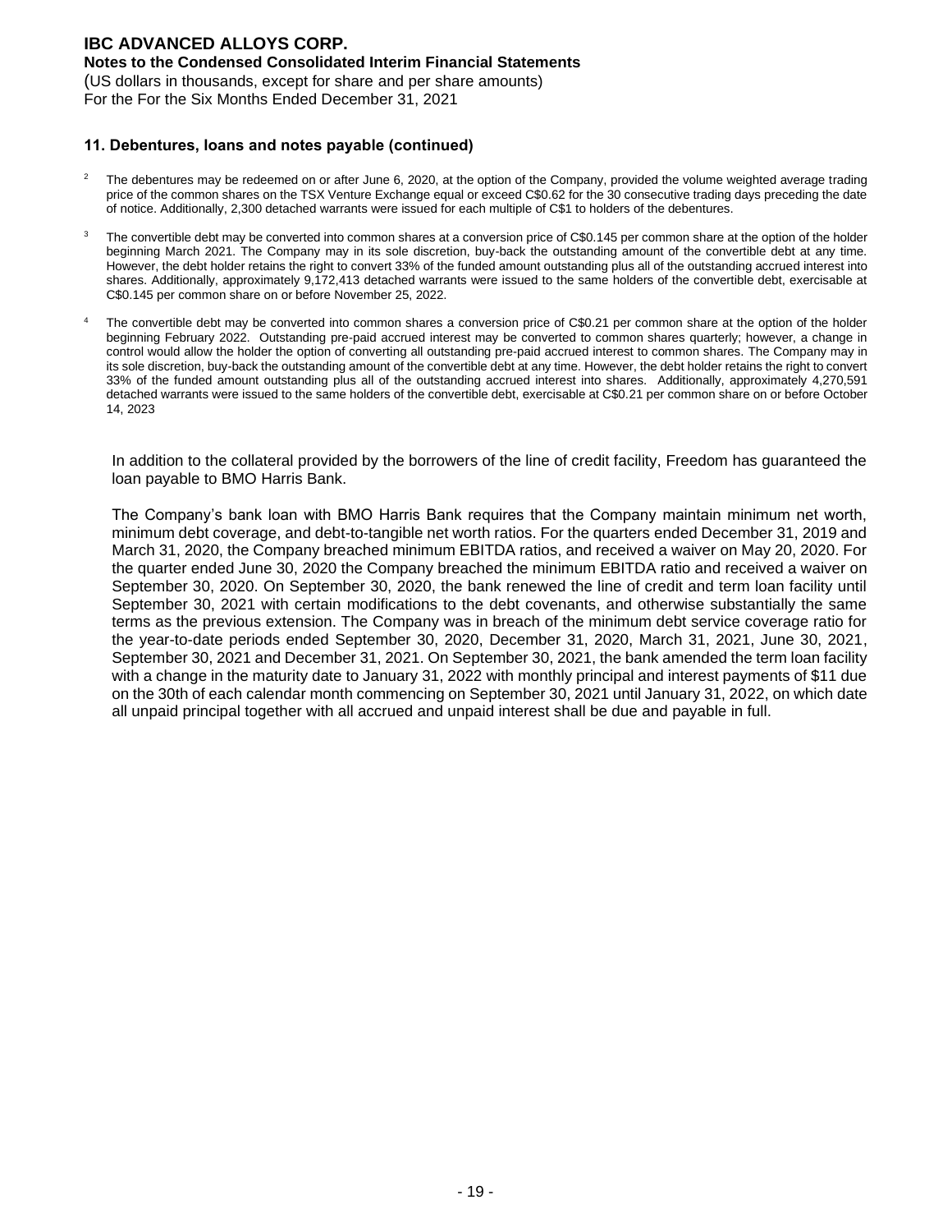### 11. Debentures, loans and notes payable (continued)

[2] The debentures may be redeemed on or after June 6, 2020, at the option of the Company, provided the volume weighted average trading price of the common shares on the TSX Venture Exchange equal or exceed C$0.62 for the 30 consecutive trading days preceding the date of notice. Additionally, 2,300 detached warrants were issued for each multiple of C$1 to holders of the debentures.

[3] The convertible debt may be converted into common shares at a conversion price of C$0.145 per common share at the option of the holder beginning March 2021. The Company may in its sole discretion, buy-back the outstanding amount of the convertible debt at any time. However, the debt holder retains the right to convert 33% of the funded amount outstanding plus all of the outstanding accrued interest into shares. Additionally, approximately 9,172,413 detached warrants were issued to the same holders of the convertible debt, exercisable at C$0.145 per common share on or before November 25, 2022.

[4] The convertible debt may be converted into common shares a conversion price of C$0.21 per common share at the option of the holder beginning February 2022. Outstanding pre-paid accrued interest may be converted to common shares quarterly; however, a change in control would allow the holder the option of converting all outstanding pre-paid accrued interest to common shares. The Company may in its sole discretion, buy-back the outstanding amount of the convertible debt at any time. However, the debt holder retains the right to convert 33% of the funded amount outstanding plus all of the outstanding accrued interest into shares. Additionally, approximately 4,270,591 detached warrants were issued to the same holders of the convertible debt, exercisable at C$0.21 per common share on or before October 14, 2023

In addition to the collateral provided by the borrowers of the line of credit facility, Freedom has guaranteed the loan payable to BMO Harris Bank.

The Company's bank loan with BMO Harris Bank requires that the Company maintain minimum net worth, minimum debt coverage, and debt-to-tangible net worth ratios. For the quarters ended December 31, 2019 and March 31, 2020, the Company breached minimum EBITDA ratios, and received a waiver on May 20, 2020. For the quarter ended June 30, 2020 the Company breached the minimum EBITDA ratio and received a waiver on September 30, 2020. On September 30, 2020, the bank renewed the line of credit and term loan facility until September 30, 2021 with certain modifications to the debt covenants, and otherwise substantially the same terms as the previous extension. The Company was in breach of the minimum debt service coverage ratio for the year-to-date periods ended September 30, 2020, December 31, 2020, March 31, 2021, June 30, 2021, September 30, 2021 and December 31, 2021. On September 30, 2021, the bank amended the term loan facility with a change in the maturity date to January 31, 2022 with monthly principal and interest payments of $11 due on the 30th of each calendar month commencing on September 30, 2021 until January 31, 2022, on which date all unpaid principal together with all accrued and unpaid interest shall be due and payable in full.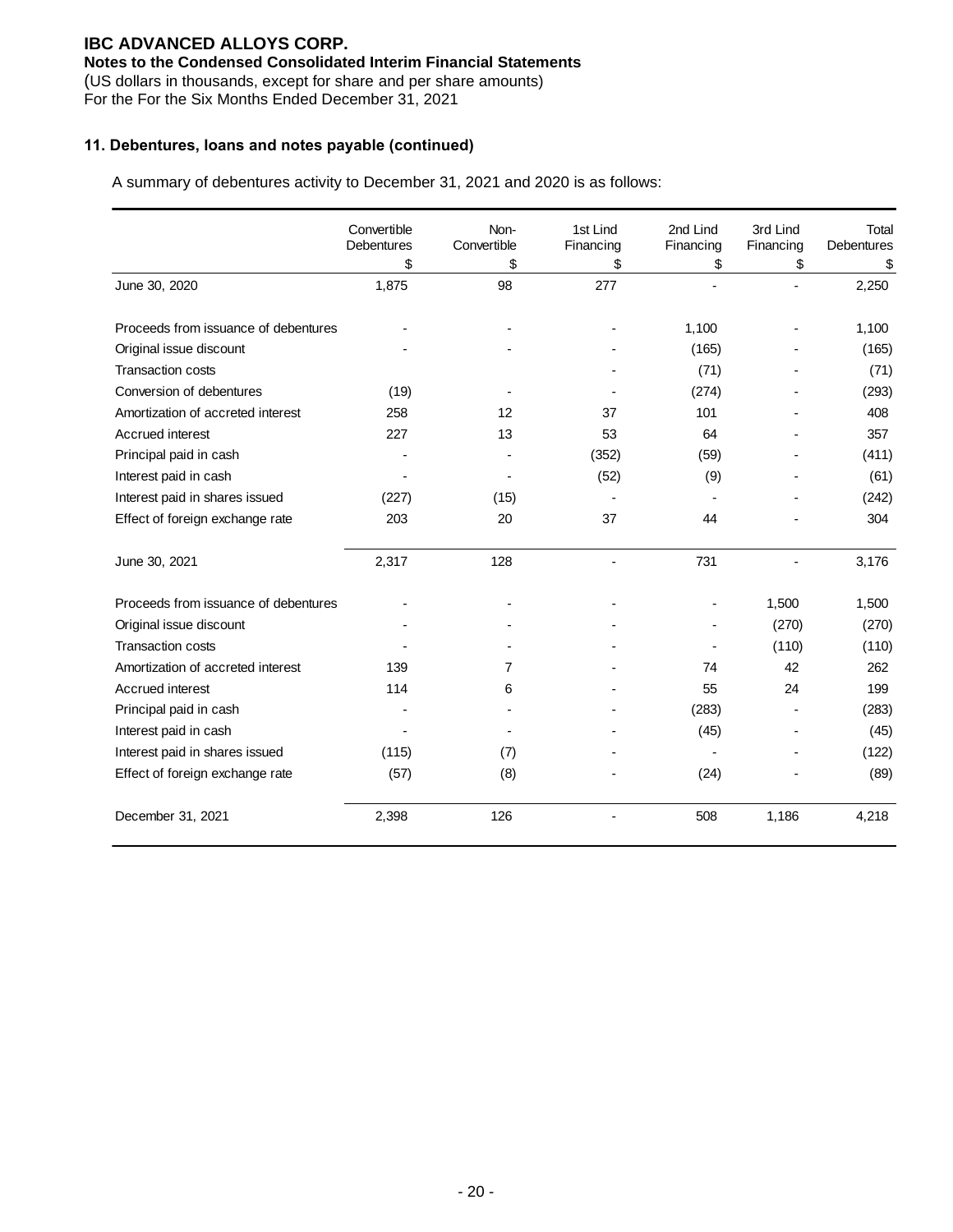## 11. Debentures, loans and notes payable (continued)

A summary of debentures activity to December 31, 2021 and 2020 is as follows:

| | Convertible Debentures | Non-Convertible | 1st Lind Financing | 2nd Lind Financing | 3rd Lind Financing | Total Debentures |
|---|---|---|---|---|---|---|
| | $ | $ | $ | $ | $ | $ |
| June 30, 2020 | 1,875 | 98 | 277 | - | - | 2,250 |
| Proceeds from issuance of debentures | - | - | - | 1,100 | - | 1,100 |
| Original issue discount | - | - | - | (165) | - | (165) |
| Transaction costs | | | - | (71) | - | (71) |
| Conversion of debentures | (19) | - | - | (274) | - | (293) |
| Amortization of accreted interest | 258 | 12 | 37 | 101 | - | 408 |
| Accrued interest | 227 | 13 | 53 | 64 | - | 357 |
| Principal paid in cash | - | - | (352) | (59) | - | (411) |
| Interest paid in cash | - | - | (52) | (9) | - | (61) |
| Interest paid in shares issued | (227) | (15) | - | - | - | (242) |
| Effect of foreign exchange rate | 203 | 20 | 37 | 44 | - | 304 |
| June 30, 2021 | 2,317 | 128 | - | 731 | - | 3,176 |
| Proceeds from issuance of debentures | - | - | - | - | 1,500 | 1,500 |
| Original issue discount | - | - | - | - | (270) | (270) |
| Transaction costs | - | - | - | - | (110) | (110) |
| Amortization of accreted interest | 139 | 7 | - | 74 | 42 | 262 |
| Accrued interest | 114 | 6 | - | 55 | 24 | 199 |
| Principal paid in cash | - | - | - | (283) | - | (283) |
| Interest paid in cash | - | - | - | (45) | - | (45) |
| Interest paid in shares issued | (115) | (7) | - | - | - | (122) |
| Effect of foreign exchange rate | (57) | (8) | - | (24) | - | (89) |
| December 31, 2021 | 2,398 | 126 | - | 508 | 1,186 | 4,218 |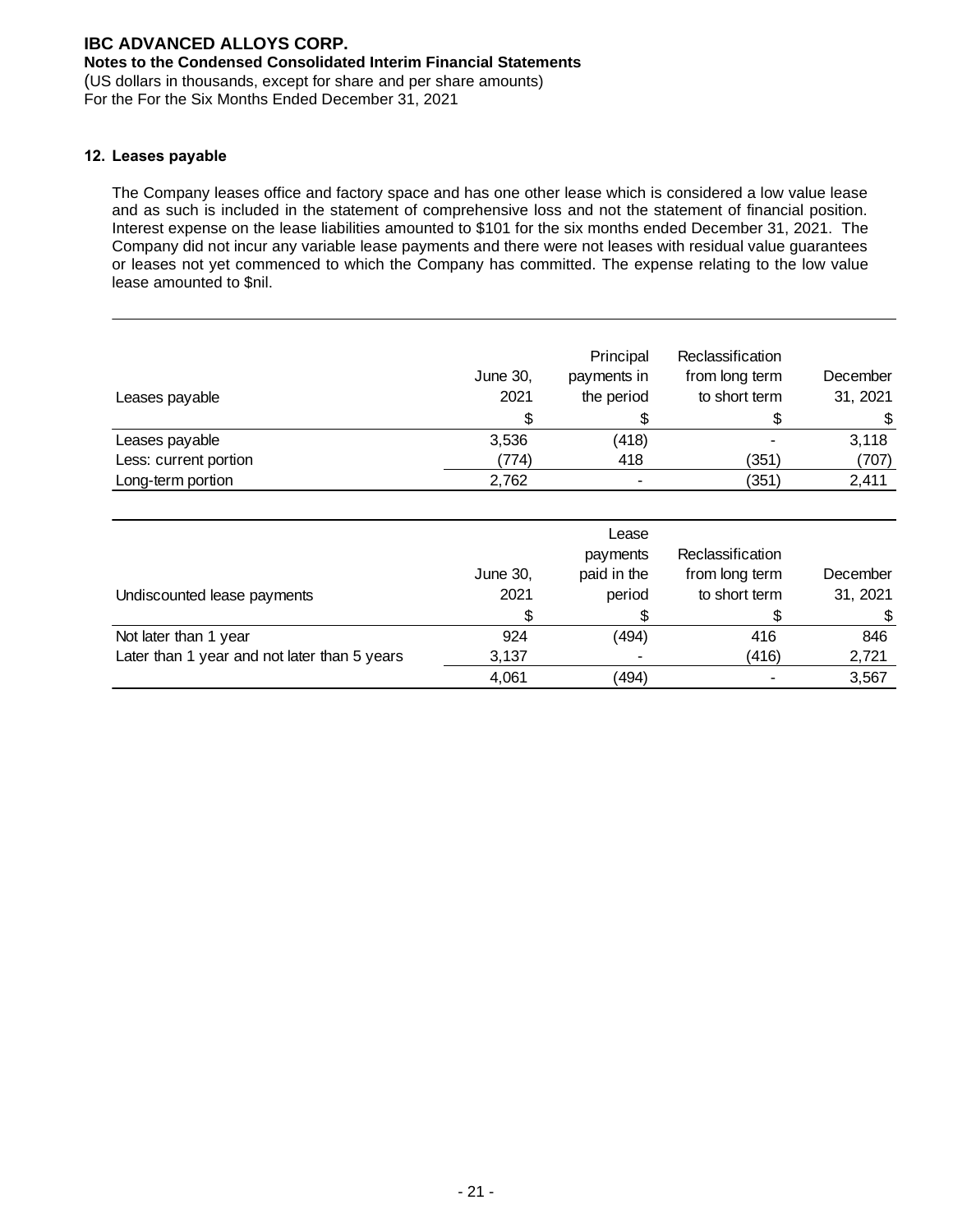## 12. Leases payable

The Company leases office and factory space and has one other lease which is considered a low value lease and as such is included in the statement of comprehensive loss and not the statement of financial position. Interest expense on the lease liabilities amounted to $101 for the six months ended December 31, 2021. The Company did not incur any variable lease payments and there were not leases with residual value guarantees or leases not yet commenced to which the Company has committed. The expense relating to the low value lease amounted to $nil.

| Leases payable | June 30, 2021 | Principal payments in the period | Reclassification from long term to short term | December 31, 2021 |
|---|---|---|---|---|
| | $ | $ | $ | $ |
| Leases payable | 3,536 | (418) | - | 3,118 |
| Less: current portion | (774) | 418 | (351) | (707) |
| Long-term portion | 2,762 | - | (351) | 2,411 |

| Undiscounted lease payments | June 30, 2021 | Lease payments paid in the period | Reclassification from long term to short term | December 31, 2021 |
|---|---|---|---|---|
| | $ | $ | $ | $ |
| Not later than 1 year | 924 | (494) | 416 | 846 |
| Later than 1 year and not later than 5 years | 3,137 | - | (416) | 2,721 |
| | 4,061 | (494) | - | 3,567 |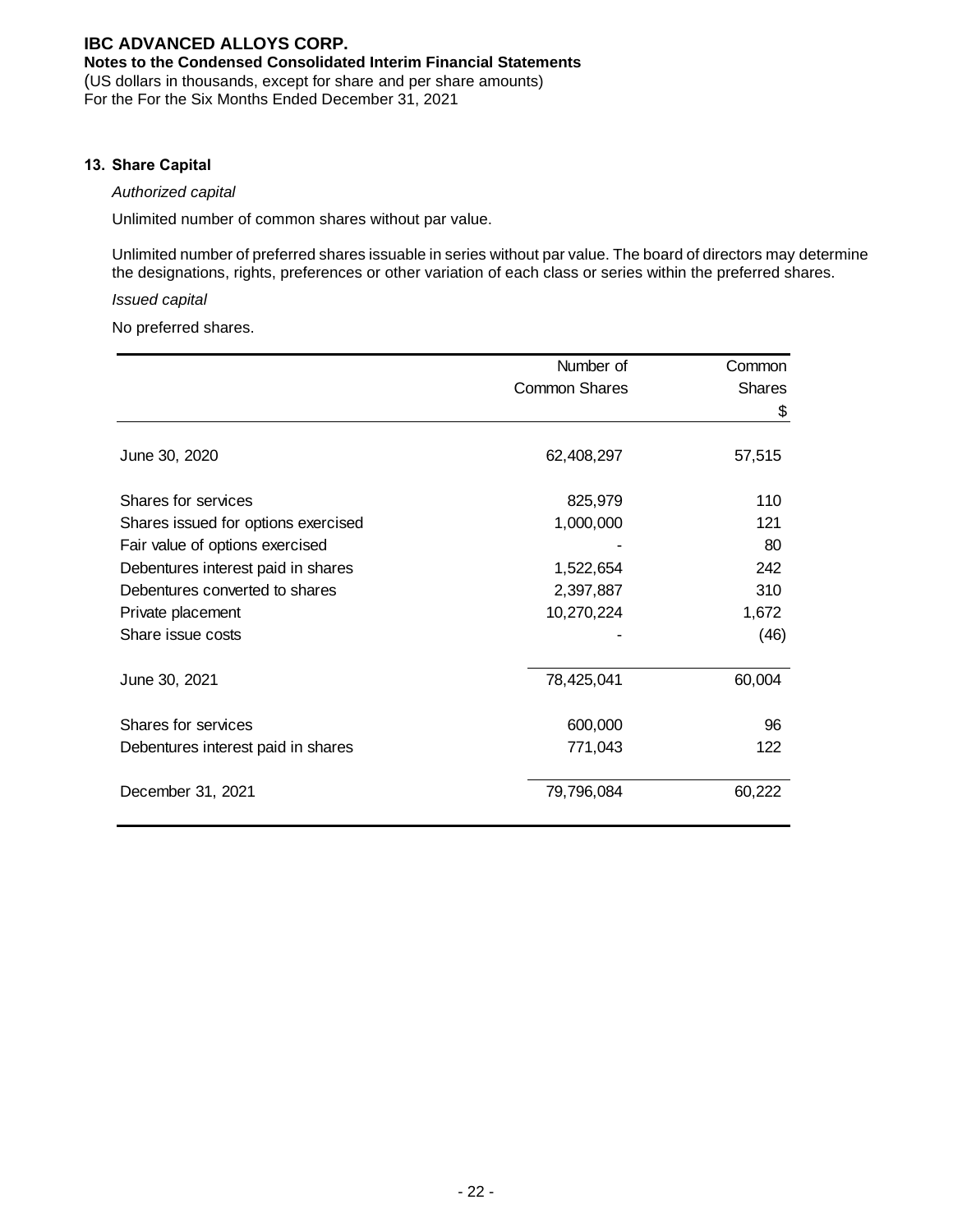## 13. Share Capital

*Authorized capital*

Unlimited number of common shares without par value.

Unlimited number of preferred shares issuable in series without par value. The board of directors may determine the designations, rights, preferences or other variation of each class or series within the preferred shares.

*Issued capital*

No preferred shares.

| | Number of Common Shares | Common Shares $ |
|---|---|---|
| June 30, 2020 | 62,408,297 | 57,515 |
| Shares for services | 825,979 | 110 |
| Shares issued for options exercised | 1,000,000 | 121 |
| Fair value of options exercised | - | 80 |
| Debentures interest paid in shares | 1,522,654 | 242 |
| Debentures converted to shares | 2,397,887 | 310 |
| Private placement | 10,270,224 | 1,672 |
| Share issue costs | - | (46) |
| June 30, 2021 | 78,425,041 | 60,004 |
| Shares for services | 600,000 | 96 |
| Debentures interest paid in shares | 771,043 | 122 |
| December 31, 2021 | 79,796,084 | 60,222 |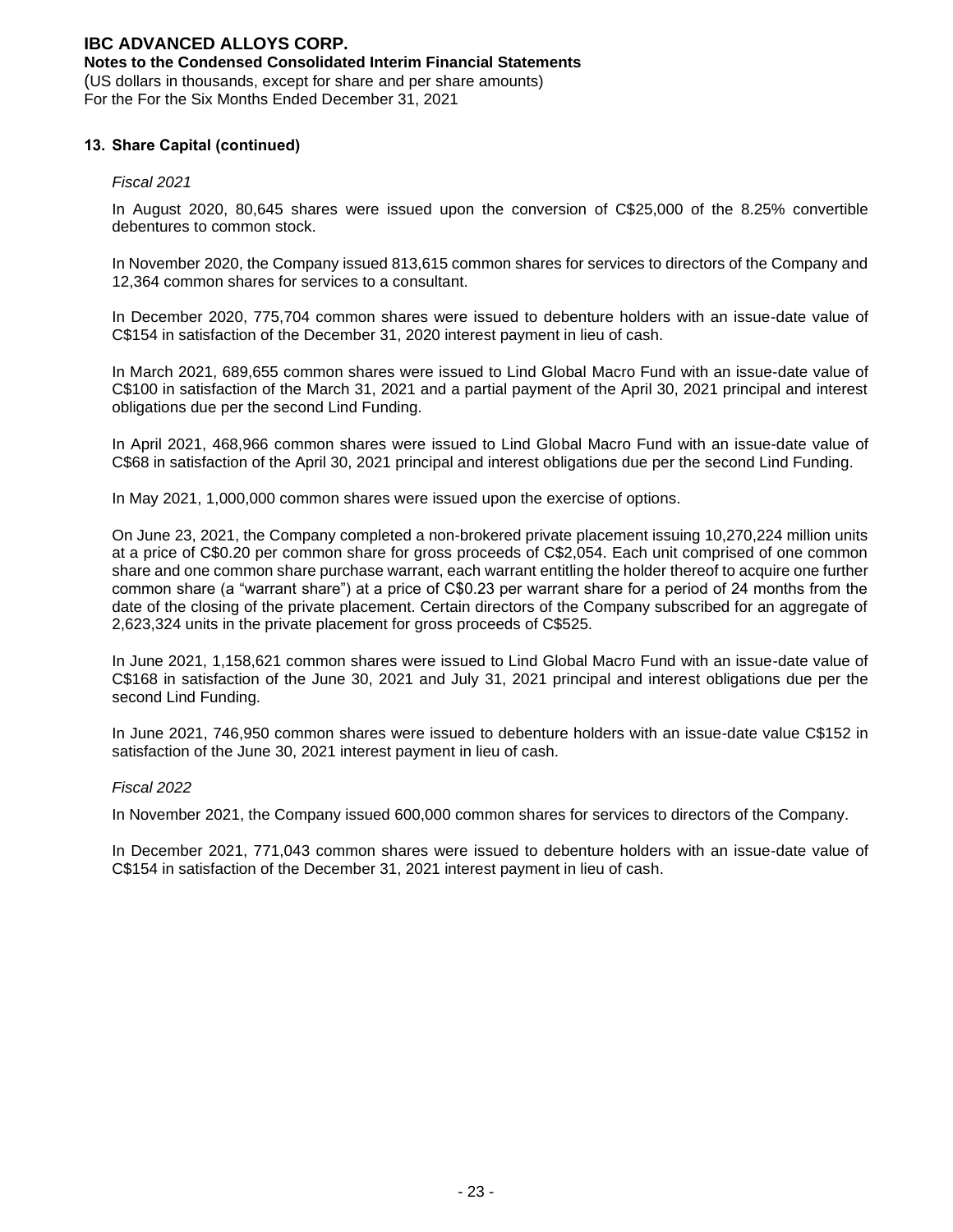## 13. Share Capital (continued)

*Fiscal 2021*

In August 2020, 80,645 shares were issued upon the conversion of C$25,000 of the 8.25% convertible debentures to common stock.

In November 2020, the Company issued 813,615 common shares for services to directors of the Company and 12,364 common shares for services to a consultant.

In December 2020, 775,704 common shares were issued to debenture holders with an issue-date value of C$154 in satisfaction of the December 31, 2020 interest payment in lieu of cash.

In March 2021, 689,655 common shares were issued to Lind Global Macro Fund with an issue-date value of C$100 in satisfaction of the March 31, 2021 and a partial payment of the April 30, 2021 principal and interest obligations due per the second Lind Funding.

In April 2021, 468,966 common shares were issued to Lind Global Macro Fund with an issue-date value of C$68 in satisfaction of the April 30, 2021 principal and interest obligations due per the second Lind Funding.

In May 2021, 1,000,000 common shares were issued upon the exercise of options.

On June 23, 2021, the Company completed a non-brokered private placement issuing 10,270,224 million units at a price of C$0.20 per common share for gross proceeds of C$2,054. Each unit comprised of one common share and one common share purchase warrant, each warrant entitling the holder thereof to acquire one further common share (a "warrant share") at a price of C$0.23 per warrant share for a period of 24 months from the date of the closing of the private placement. Certain directors of the Company subscribed for an aggregate of 2,623,324 units in the private placement for gross proceeds of C$525.

In June 2021, 1,158,621 common shares were issued to Lind Global Macro Fund with an issue-date value of C$168 in satisfaction of the June 30, 2021 and July 31, 2021 principal and interest obligations due per the second Lind Funding.

In June 2021, 746,950 common shares were issued to debenture holders with an issue-date value C$152 in satisfaction of the June 30, 2021 interest payment in lieu of cash.

*Fiscal 2022*

In November 2021, the Company issued 600,000 common shares for services to directors of the Company.

In December 2021, 771,043 common shares were issued to debenture holders with an issue-date value of C$154 in satisfaction of the December 31, 2021 interest payment in lieu of cash.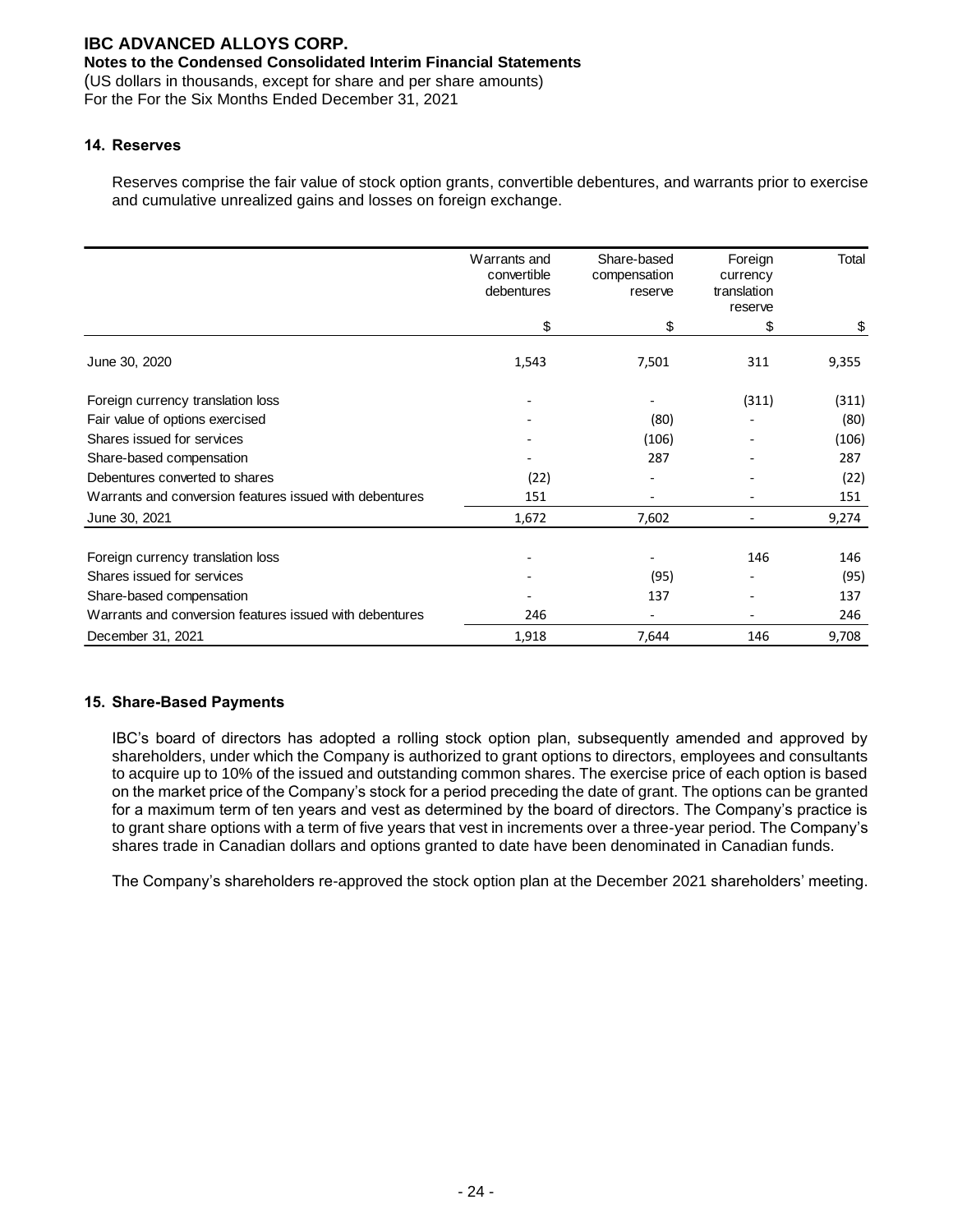## 14. Reserves

Reserves comprise the fair value of stock option grants, convertible debentures, and warrants prior to exercise and cumulative unrealized gains and losses on foreign exchange.

| | Warrants and convertible debentures | Share-based compensation reserve | Foreign currency translation reserve | Total |
|---|---|---|---|---|
| | $ | $ | $ | $ |
| June 30, 2020 | 1,543 | 7,501 | 311 | 9,355 |
| Foreign currency translation loss | - | - | (311) | (311) |
| Fair value of options exercised | - | (80) | - | (80) |
| Shares issued for services | - | (106) | - | (106) |
| Share-based compensation | - | 287 | - | 287 |
| Debentures converted to shares | (22) | - | - | (22) |
| Warrants and conversion features issued with debentures | 151 | - | - | 151 |
| June 30, 2021 | 1,672 | 7,602 | - | 9,274 |
| Foreign currency translation loss | - | - | 146 | 146 |
| Shares issued for services | - | (95) | - | (95) |
| Share-based compensation | - | 137 | - | 137 |
| Warrants and conversion features issued with debentures | 246 | - | - | 246 |
| December 31, 2021 | 1,918 | 7,644 | 146 | 9,708 |

## 15. Share-Based Payments

IBC's board of directors has adopted a rolling stock option plan, subsequently amended and approved by shareholders, under which the Company is authorized to grant options to directors, employees and consultants to acquire up to 10% of the issued and outstanding common shares. The exercise price of each option is based on the market price of the Company's stock for a period preceding the date of grant. The options can be granted for a maximum term of ten years and vest as determined by the board of directors. The Company's practice is to grant share options with a term of five years that vest in increments over a three-year period. The Company's shares trade in Canadian dollars and options granted to date have been denominated in Canadian funds.

The Company's shareholders re-approved the stock option plan at the December 2021 shareholders' meeting.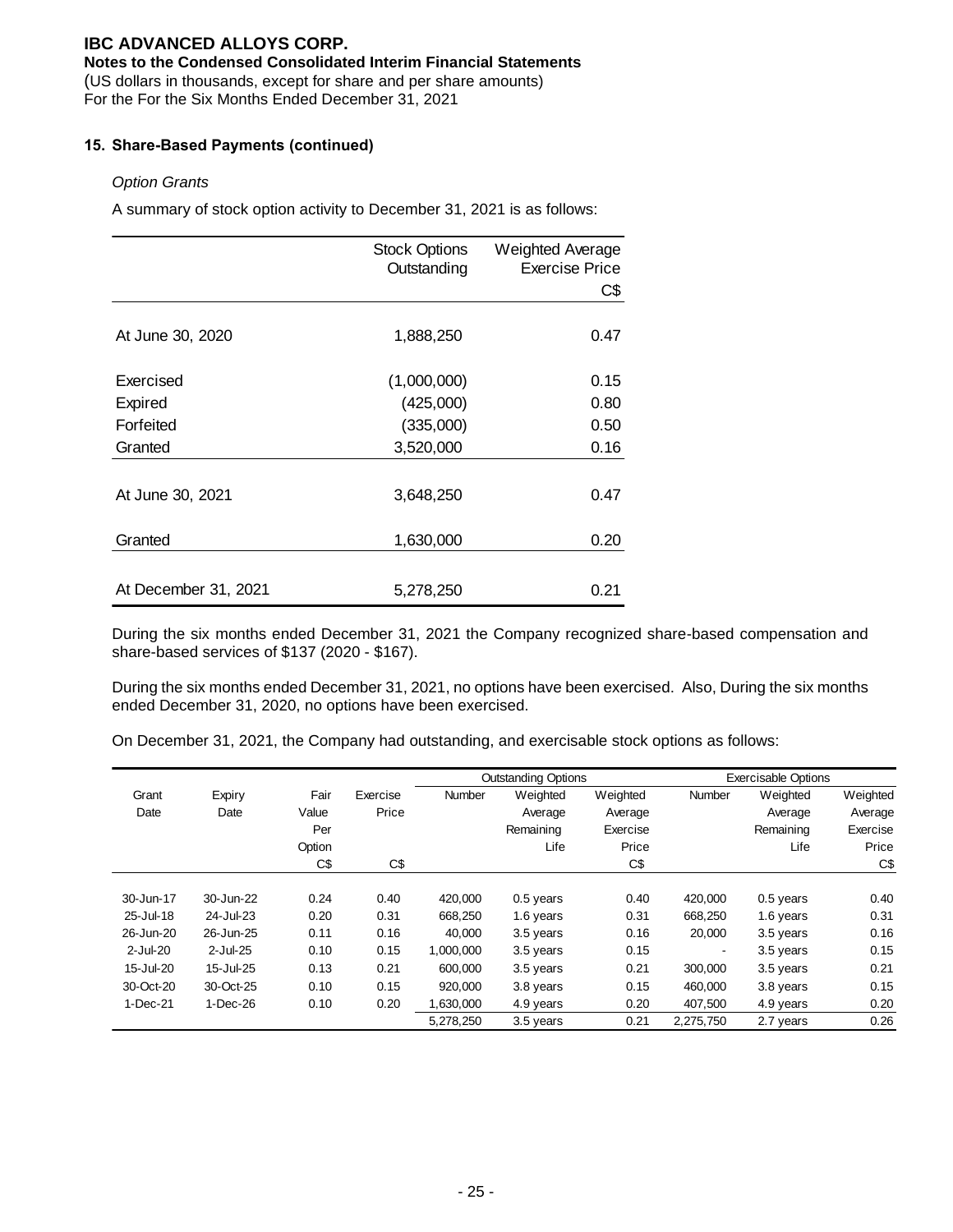## 15. Share-Based Payments (continued)

*Option Grants*

A summary of stock option activity to December 31, 2021 is as follows:

| | Stock Options Outstanding | Weighted Average Exercise Price C$ |
|---|---|---|
| At June 30, 2020 | 1,888,250 | 0.47 |
| Exercised | (1,000,000) | 0.15 |
| Expired | (425,000) | 0.80 |
| Forfeited | (335,000) | 0.50 |
| Granted | 3,520,000 | 0.16 |
| At June 30, 2021 | 3,648,250 | 0.47 |
| Granted | 1,630,000 | 0.20 |
| At December 31, 2021 | 5,278,250 | 0.21 |

During the six months ended December 31, 2021 the Company recognized share-based compensation and share-based services of $137 (2020 - $167).

During the six months ended December 31, 2021, no options have been exercised. Also, During the six months ended December 31, 2020, no options have been exercised.

On December 31, 2021, the Company had outstanding, and exercisable stock options as follows:

| | | | | Outstanding Options | | | Exercisable Options | | |
|---|---|---|---|---|---|---|---|---|---|
| Grant Date | Expiry Date | Fair Value Per Option C$ | Exercise Price C$ | Number | Weighted Average Remaining Life | Weighted Average Exercise Price C$ | Number | Weighted Average Remaining Life | Weighted Average Exercise Price C$ |
| 30-Jun-17 | 30-Jun-22 | 0.24 | 0.40 | 420,000 | 0.5 years | 0.40 | 420,000 | 0.5 years | 0.40 |
| 25-Jul-18 | 24-Jul-23 | 0.20 | 0.31 | 668,250 | 1.6 years | 0.31 | 668,250 | 1.6 years | 0.31 |
| 26-Jun-20 | 26-Jun-25 | 0.11 | 0.16 | 40,000 | 3.5 years | 0.16 | 20,000 | 3.5 years | 0.16 |
| 2-Jul-20 | 2-Jul-25 | 0.10 | 0.15 | 1,000,000 | 3.5 years | 0.15 | - | 3.5 years | 0.15 |
| 15-Jul-20 | 15-Jul-25 | 0.13 | 0.21 | 600,000 | 3.5 years | 0.21 | 300,000 | 3.5 years | 0.21 |
| 30-Oct-20 | 30-Oct-25 | 0.10 | 0.15 | 920,000 | 3.8 years | 0.15 | 460,000 | 3.8 years | 0.15 |
| 1-Dec-21 | 1-Dec-26 | 0.10 | 0.20 | 1,630,000 | 4.9 years | 0.20 | 407,500 | 4.9 years | 0.20 |
| | | | | 5,278,250 | 3.5 years | 0.21 | 2,275,750 | 2.7 years | 0.26 |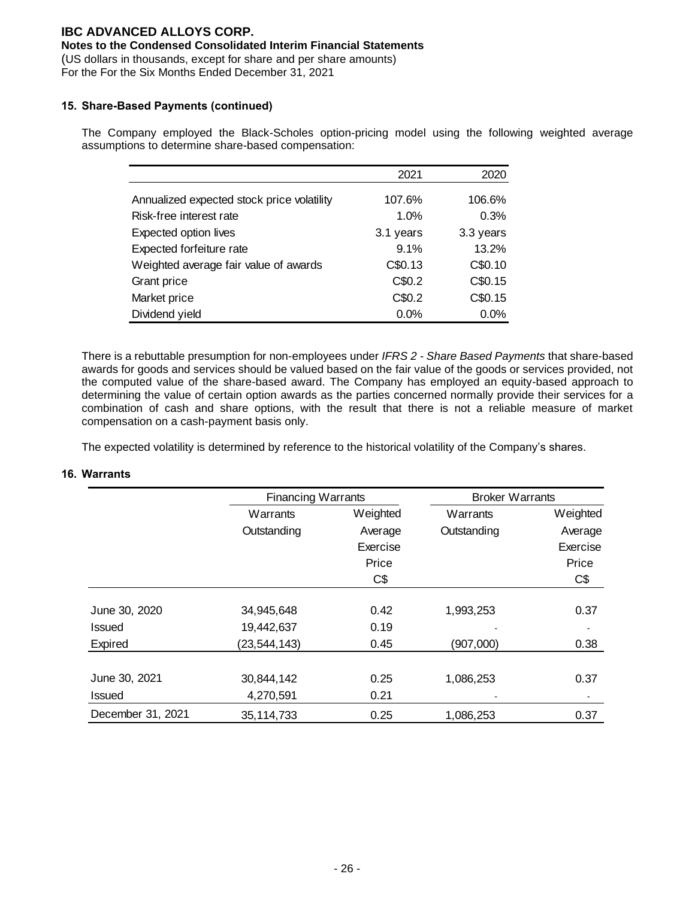## 15. Share-Based Payments (continued)

The Company employed the Black-Scholes option-pricing model using the following weighted average assumptions to determine share-based compensation:

| | 2021 | 2020 |
|---|---|---|
| Annualized expected stock price volatility | 107.6% | 106.6% |
| Risk-free interest rate | 1.0% | 0.3% |
| Expected option lives | 3.1 years | 3.3 years |
| Expected forfeiture rate | 9.1% | 13.2% |
| Weighted average fair value of awards | C$0.13 | C$0.10 |
| Grant price | C$0.2 | C$0.15 |
| Market price | C$0.2 | C$0.15 |
| Dividend yield | 0.0% | 0.0% |

There is a rebuttable presumption for non-employees under *IFRS 2 - Share Based Payments* that share-based awards for goods and services should be valued based on the fair value of the goods or services provided, not the computed value of the share-based award. The Company has employed an equity-based approach to determining the value of certain option awards as the parties concerned normally provide their services for a combination of cash and share options, with the result that there is not a reliable measure of market compensation on a cash-payment basis only.

The expected volatility is determined by reference to the historical volatility of the Company's shares.

## 16. Warrants

| | Financing Warrants | | Broker Warrants | |
|---|---|---|---|---|
| | Warrants Outstanding | Weighted Average Exercise Price C$ | Warrants Outstanding | Weighted Average Exercise Price C$ |
| June 30, 2020 | 34,945,648 | 0.42 | 1,993,253 | 0.37 |
| Issued | 19,442,637 | 0.19 | - | - |
| Expired | (23,544,143) | 0.45 | (907,000) | 0.38 |
| June 30, 2021 | 30,844,142 | 0.25 | 1,086,253 | 0.37 |
| Issued | 4,270,591 | 0.21 | - | - |
| December 31, 2021 | 35,114,733 | 0.25 | 1,086,253 | 0.37 |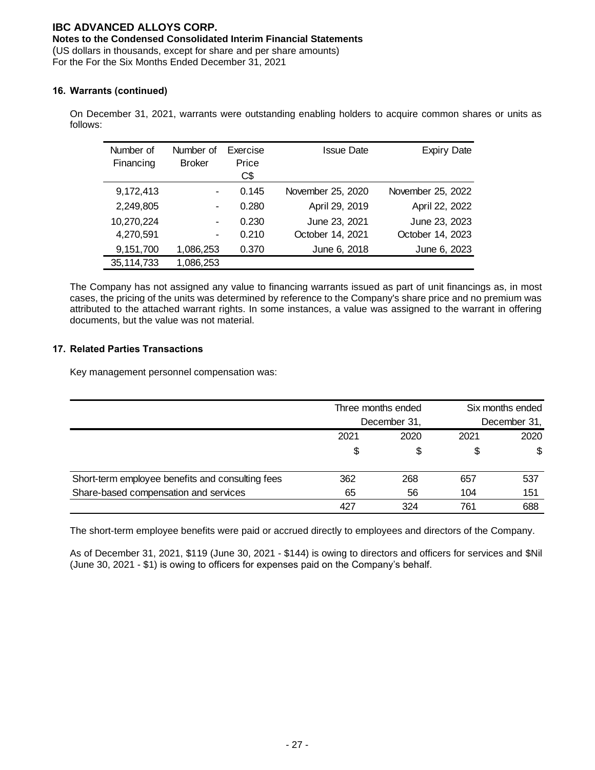**IBC ADVANCED ALLOYS CORP.**
**Notes to the Condensed Consolidated Interim Financial Statements**
(US dollars in thousands, except for share and per share amounts)
For the For the Six Months Ended December 31, 2021

### 16. Warrants (continued)

On December 31, 2021, warrants were outstanding enabling holders to acquire common shares or units as follows:

| Number of Financing | Number of Broker | Exercise Price C$ | Issue Date | Expiry Date |
|---|---|---|---|---|
| 9,172,413 | - | 0.145 | November 25, 2020 | November 25, 2022 |
| 2,249,805 | - | 0.280 | April 29, 2019 | April 22, 2022 |
| 10,270,224 | - | 0.230 | June 23, 2021 | June 23, 2023 |
| 4,270,591 | - | 0.210 | October 14, 2021 | October 14, 2023 |
| 9,151,700 | 1,086,253 | 0.370 | June 6, 2018 | June 6, 2023 |
| 35,114,733 | 1,086,253 | | | |

The Company has not assigned any value to financing warrants issued as part of unit financings as, in most cases, the pricing of the units was determined by reference to the Company's share price and no premium was attributed to the attached warrant rights. In some instances, a value was assigned to the warrant in offering documents, but the value was not material.

### 17. Related Parties Transactions

Key management personnel compensation was:

| | Three months ended December 31, | | Six months ended December 31, | |
|---|---|---|---|---|
| | 2021 | 2020 | 2021 | 2020 |
| | $ | $ | $ | $ |
| Short-term employee benefits and consulting fees | 362 | 268 | 657 | 537 |
| Share-based compensation and services | 65 | 56 | 104 | 151 |
| | 427 | 324 | 761 | 688 |

The short-term employee benefits were paid or accrued directly to employees and directors of the Company.

As of December 31, 2021, $119 (June 30, 2021 - $144) is owing to directors and officers for services and $Nil (June 30, 2021 - $1) is owing to officers for expenses paid on the Company's behalf.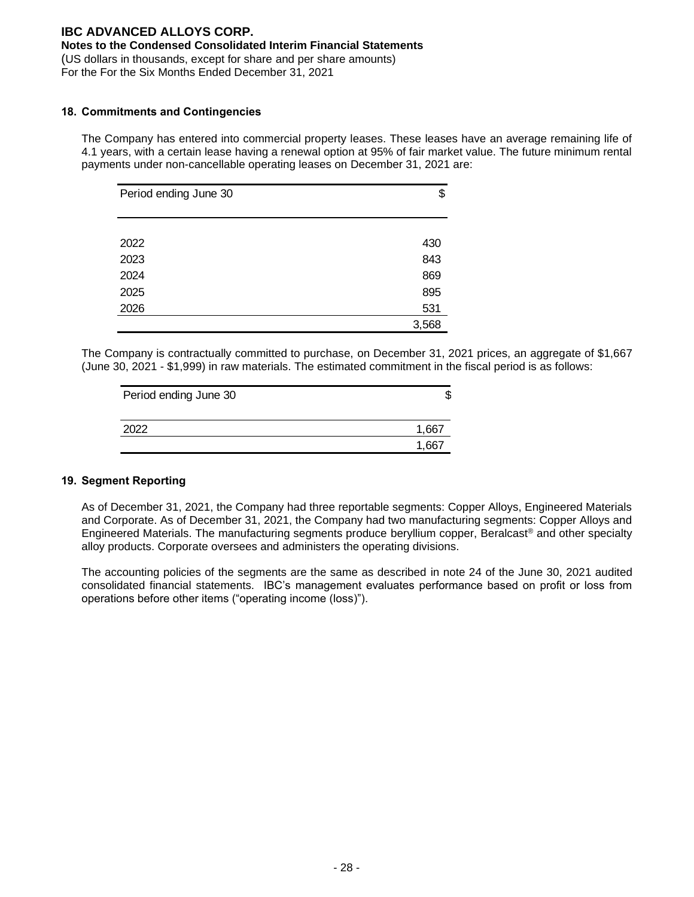## 18. Commitments and Contingencies

The Company has entered into commercial property leases. These leases have an average remaining life of 4.1 years, with a certain lease having a renewal option at 95% of fair market value. The future minimum rental payments under non-cancellable operating leases on December 31, 2021 are:

| Period ending June 30 | $ |
|---|---|
| 2022 | 430 |
| 2023 | 843 |
| 2024 | 869 |
| 2025 | 895 |
| 2026 | 531 |
| | 3,568 |

The Company is contractually committed to purchase, on December 31, 2021 prices, an aggregate of $1,667 (June 30, 2021 - $1,999) in raw materials. The estimated commitment in the fiscal period is as follows:

| Period ending June 30 | $ |
|---|---|
| 2022 | 1,667 |
| | 1,667 |

## 19. Segment Reporting

As of December 31, 2021, the Company had three reportable segments: Copper Alloys, Engineered Materials and Corporate. As of December 31, 2021, the Company had two manufacturing segments: Copper Alloys and Engineered Materials. The manufacturing segments produce beryllium copper, Beralcast® and other specialty alloy products. Corporate oversees and administers the operating divisions.

The accounting policies of the segments are the same as described in note 24 of the June 30, 2021 audited consolidated financial statements. IBC's management evaluates performance based on profit or loss from operations before other items ("operating income (loss)").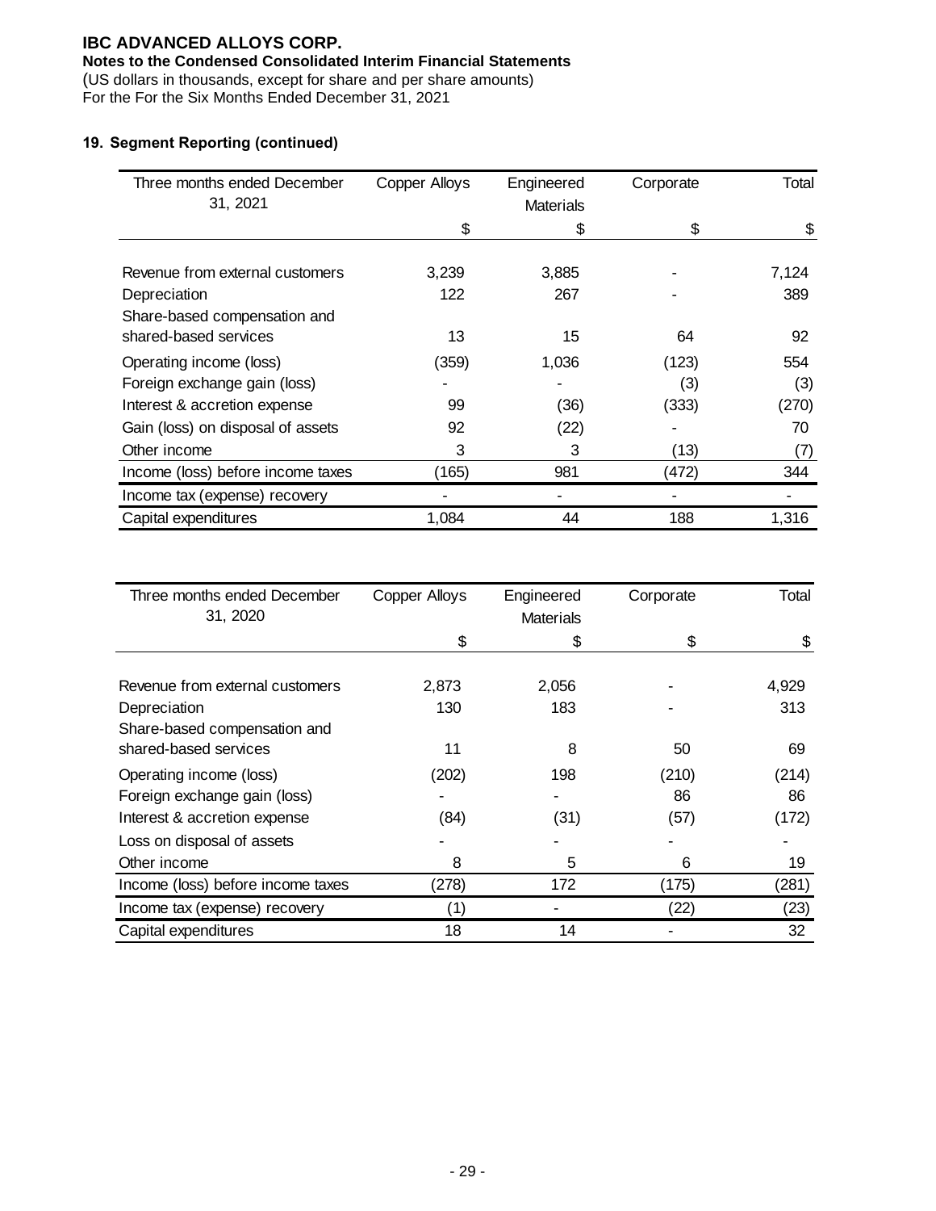# IBC ADVANCED ALLOYS CORP.

**Notes to the Condensed Consolidated Interim Financial Statements**

(US dollars in thousands, except for share and per share amounts)
For the For the Six Months Ended December 31, 2021

## 19. Segment Reporting (continued)

| Three months ended December 31, 2021 | Copper Alloys | Engineered Materials | Corporate | Total |
|---|---|---|---|---|
| | $ | $ | $ | $ |
| Revenue from external customers | 3,239 | 3,885 | - | 7,124 |
| Depreciation | 122 | 267 | - | 389 |
| Share-based compensation and shared-based services | 13 | 15 | 64 | 92 |
| Operating income (loss) | (359) | 1,036 | (123) | 554 |
| Foreign exchange gain (loss) | - | - | (3) | (3) |
| Interest & accretion expense | 99 | (36) | (333) | (270) |
| Gain (loss) on disposal of assets | 92 | (22) | - | 70 |
| Other income | 3 | 3 | (13) | (7) |
| Income (loss) before income taxes | (165) | 981 | (472) | 344 |
| Income tax (expense) recovery | - | - | - | - |
| Capital expenditures | 1,084 | 44 | 188 | 1,316 |

| Three months ended December 31, 2020 | Copper Alloys | Engineered Materials | Corporate | Total |
|---|---|---|---|---|
| | $ | $ | $ | $ |
| Revenue from external customers | 2,873 | 2,056 | - | 4,929 |
| Depreciation | 130 | 183 | - | 313 |
| Share-based compensation and shared-based services | 11 | 8 | 50 | 69 |
| Operating income (loss) | (202) | 198 | (210) | (214) |
| Foreign exchange gain (loss) | - | - | 86 | 86 |
| Interest & accretion expense | (84) | (31) | (57) | (172) |
| Loss on disposal of assets | - | - | - | - |
| Other income | 8 | 5 | 6 | 19 |
| Income (loss) before income taxes | (278) | 172 | (175) | (281) |
| Income tax (expense) recovery | (1) | - | (22) | (23) |
| Capital expenditures | 18 | 14 | - | 32 |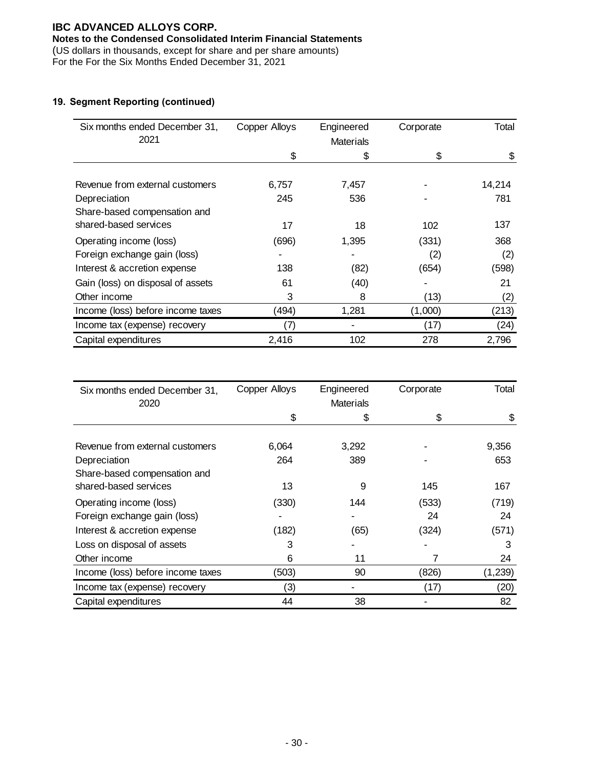**IBC ADVANCED ALLOYS CORP.**
**Notes to the Condensed Consolidated Interim Financial Statements**
(US dollars in thousands, except for share and per share amounts)
For the For the Six Months Ended December 31, 2021

### 19. Segment Reporting (continued)

| Six months ended December 31, 2021 | Copper Alloys | Engineered Materials | Corporate | Total |
|---|---|---|---|---|
| | $ | $ | $ | $ |
| Revenue from external customers | 6,757 | 7,457 | - | 14,214 |
| Depreciation | 245 | 536 | - | 781 |
| Share-based compensation and shared-based services | 17 | 18 | 102 | 137 |
| Operating income (loss) | (696) | 1,395 | (331) | 368 |
| Foreign exchange gain (loss) | - | - | (2) | (2) |
| Interest & accretion expense | 138 | (82) | (654) | (598) |
| Gain (loss) on disposal of assets | 61 | (40) | - | 21 |
| Other income | 3 | 8 | (13) | (2) |
| Income (loss) before income taxes | (494) | 1,281 | (1,000) | (213) |
| Income tax (expense) recovery | (7) | - | (17) | (24) |
| Capital expenditures | 2,416 | 102 | 278 | 2,796 |

| Six months ended December 31, 2020 | Copper Alloys | Engineered Materials | Corporate | Total |
|---|---|---|---|---|
| | $ | $ | $ | $ |
| Revenue from external customers | 6,064 | 3,292 | - | 9,356 |
| Depreciation | 264 | 389 | - | 653 |
| Share-based compensation and shared-based services | 13 | 9 | 145 | 167 |
| Operating income (loss) | (330) | 144 | (533) | (719) |
| Foreign exchange gain (loss) | - | - | 24 | 24 |
| Interest & accretion expense | (182) | (65) | (324) | (571) |
| Loss on disposal of assets | 3 | - | - | 3 |
| Other income | 6 | 11 | 7 | 24 |
| Income (loss) before income taxes | (503) | 90 | (826) | (1,239) |
| Income tax (expense) recovery | (3) | - | (17) | (20) |
| Capital expenditures | 44 | 38 | - | 82 |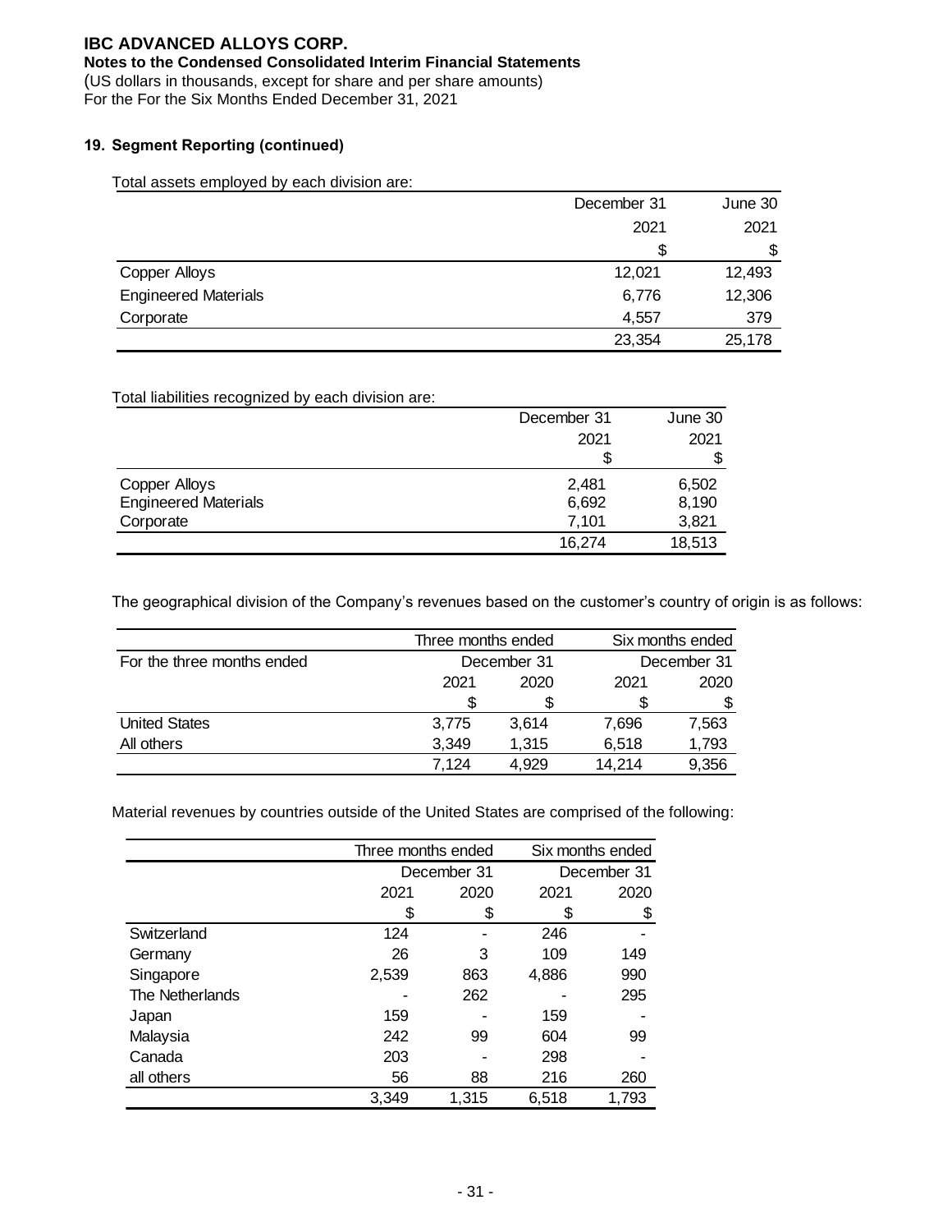**IBC ADVANCED ALLOYS CORP.**
**Notes to the Condensed Consolidated Interim Financial Statements**
(US dollars in thousands, except for share and per share amounts)
For the For the Six Months Ended December 31, 2021

### 19. Segment Reporting (continued)

Total assets employed by each division are:

| | December 31 2021 $ | June 30 2021 $ |
|---|---|---|
| Copper Alloys | 12,021 | 12,493 |
| Engineered Materials | 6,776 | 12,306 |
| Corporate | 4,557 | 379 |
| | 23,354 | 25,178 |

Total liabilities recognized by each division are:

| | December 31 2021 $ | June 30 2021 $ |
|---|---|---|
| Copper Alloys | 2,481 | 6,502 |
| Engineered Materials | 6,692 | 8,190 |
| Corporate | 7,101 | 3,821 |
| | 16,274 | 18,513 |

The geographical division of the Company's revenues based on the customer's country of origin is as follows:

| | Three months ended | | Six months ended | |
|---|---|---|---|---|
| For the three months ended | December 31 | | December 31 | |
| | 2021 | 2020 | 2021 | 2020 |
| | $ | $ | $ | $ |
| United States | 3,775 | 3,614 | 7,696 | 7,563 |
| All others | 3,349 | 1,315 | 6,518 | 1,793 |
| | 7,124 | 4,929 | 14,214 | 9,356 |

Material revenues by countries outside of the United States are comprised of the following:

| | Three months ended | | Six months ended | |
|---|---|---|---|---|
| | December 31 | | December 31 | |
| | 2021 | 2020 | 2021 | 2020 |
| | $ | $ | $ | $ |
| Switzerland | 124 | - | 246 | - |
| Germany | 26 | 3 | 109 | 149 |
| Singapore | 2,539 | 863 | 4,886 | 990 |
| The Netherlands | - | 262 | - | 295 |
| Japan | 159 | - | 159 | - |
| Malaysia | 242 | 99 | 604 | 99 |
| Canada | 203 | - | 298 | - |
| all others | 56 | 88 | 216 | 260 |
| | 3,349 | 1,315 | 6,518 | 1,793 |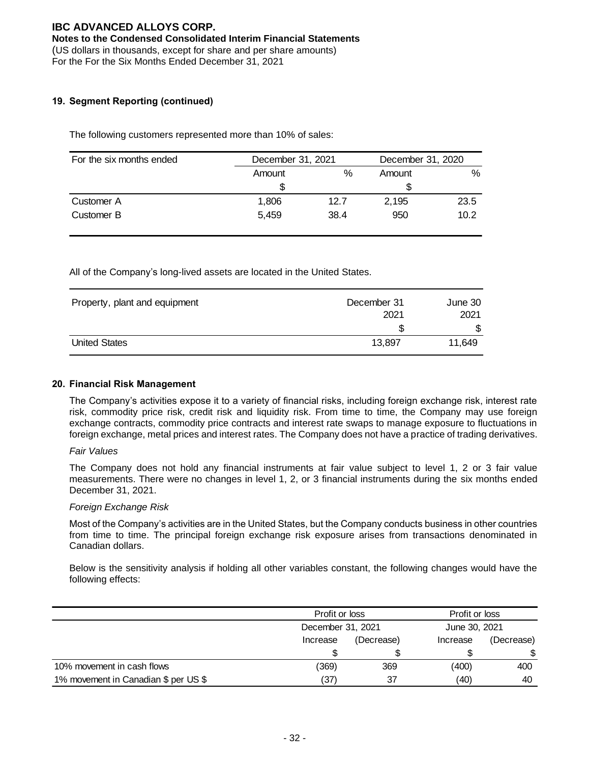## 19. Segment Reporting (continued)

The following customers represented more than 10% of sales:

| For the six months ended | December 31, 2021 | | December 31, 2020 | |
|---|---|---|---|---|
| | Amount | % | Amount | % |
| | $ | | $ | |
| Customer A | 1,806 | 12.7 | 2,195 | 23.5 |
| Customer B | 5,459 | 38.4 | 950 | 10.2 |

All of the Company's long-lived assets are located in the United States.

| Property, plant and equipment | December 31 2021 | June 30 2021 |
|---|---|---|
| | $ | $ |
| United States | 13,897 | 11,649 |

## 20. Financial Risk Management

The Company's activities expose it to a variety of financial risks, including foreign exchange risk, interest rate risk, commodity price risk, credit risk and liquidity risk. From time to time, the Company may use foreign exchange contracts, commodity price contracts and interest rate swaps to manage exposure to fluctuations in foreign exchange, metal prices and interest rates. The Company does not have a practice of trading derivatives.

*Fair Values*

The Company does not hold any financial instruments at fair value subject to level 1, 2 or 3 fair value measurements. There were no changes in level 1, 2, or 3 financial instruments during the six months ended December 31, 2021.

*Foreign Exchange Risk*

Most of the Company's activities are in the United States, but the Company conducts business in other countries from time to time. The principal foreign exchange risk exposure arises from transactions denominated in Canadian dollars.

Below is the sensitivity analysis if holding all other variables constant, the following changes would have the following effects:

| | Profit or loss | | Profit or loss | |
|---|---|---|---|---|
| | December 31, 2021 | | June 30, 2021 | |
| | Increase | (Decrease) | Increase | (Decrease) |
| | $ | $ | $ | $ |
| 10% movement in cash flows | (369) | 369 | (400) | 400 |
| 1% movement in Canadian $ per US $ | (37) | 37 | (40) | 40 |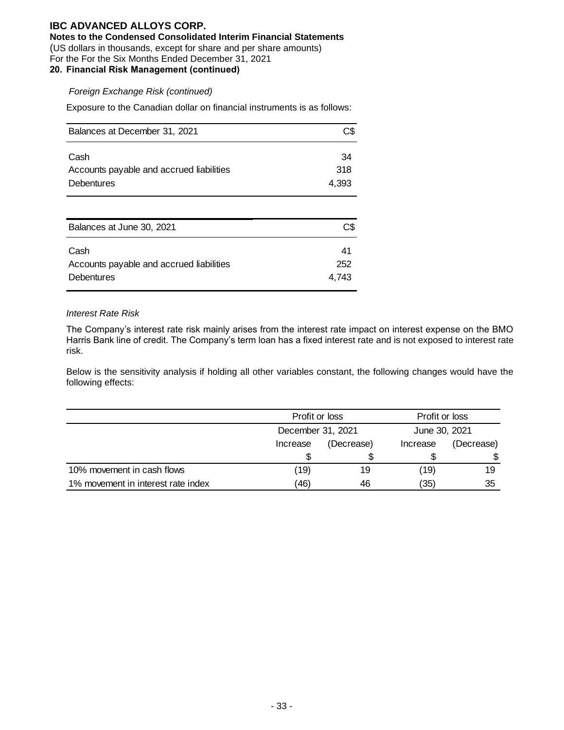# IBC ADVANCED ALLOYS CORP.

**Notes to the Condensed Consolidated Interim Financial Statements**

(US dollars in thousands, except for share and per share amounts)

For the For the Six Months Ended December 31, 2021

**20. Financial Risk Management (continued)**

*Foreign Exchange Risk (continued)*

Exposure to the Canadian dollar on financial instruments is as follows:

| Balances at December 31, 2021 | C$ |
|---|---|
| Cash | 34 |
| Accounts payable and accrued liabilities | 318 |
| Debentures | 4,393 |

| Balances at June 30, 2021 | C$ |
|---|---|
| Cash | 41 |
| Accounts payable and accrued liabilities | 252 |
| Debentures | 4,743 |

*Interest Rate Risk*

The Company's interest rate risk mainly arises from the interest rate impact on interest expense on the BMO Harris Bank line of credit. The Company's term loan has a fixed interest rate and is not exposed to interest rate risk.

Below is the sensitivity analysis if holding all other variables constant, the following changes would have the following effects:

| | Profit or loss | | Profit or loss | |
|---|---|---|---|---|
| | December 31, 2021 | | June 30, 2021 | |
| | Increase | (Decrease) | Increase | (Decrease) |
| | $ | $ | $ | $ |
| 10% movement in cash flows | (19) | 19 | (19) | 19 |
| 1% movement in interest rate index | (46) | 46 | (35) | 35 |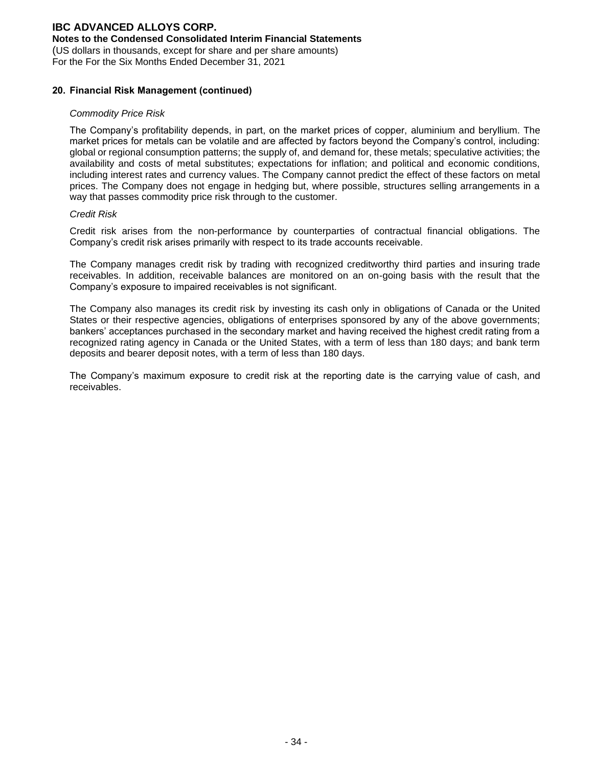## 20. Financial Risk Management (continued)

*Commodity Price Risk*

The Company's profitability depends, in part, on the market prices of copper, aluminium and beryllium. The market prices for metals can be volatile and are affected by factors beyond the Company's control, including: global or regional consumption patterns; the supply of, and demand for, these metals; speculative activities; the availability and costs of metal substitutes; expectations for inflation; and political and economic conditions, including interest rates and currency values. The Company cannot predict the effect of these factors on metal prices. The Company does not engage in hedging but, where possible, structures selling arrangements in a way that passes commodity price risk through to the customer.

*Credit Risk*

Credit risk arises from the non-performance by counterparties of contractual financial obligations. The Company's credit risk arises primarily with respect to its trade accounts receivable.

The Company manages credit risk by trading with recognized creditworthy third parties and insuring trade receivables. In addition, receivable balances are monitored on an on-going basis with the result that the Company's exposure to impaired receivables is not significant.

The Company also manages its credit risk by investing its cash only in obligations of Canada or the United States or their respective agencies, obligations of enterprises sponsored by any of the above governments; bankers' acceptances purchased in the secondary market and having received the highest credit rating from a recognized rating agency in Canada or the United States, with a term of less than 180 days; and bank term deposits and bearer deposit notes, with a term of less than 180 days.

The Company's maximum exposure to credit risk at the reporting date is the carrying value of cash, and receivables.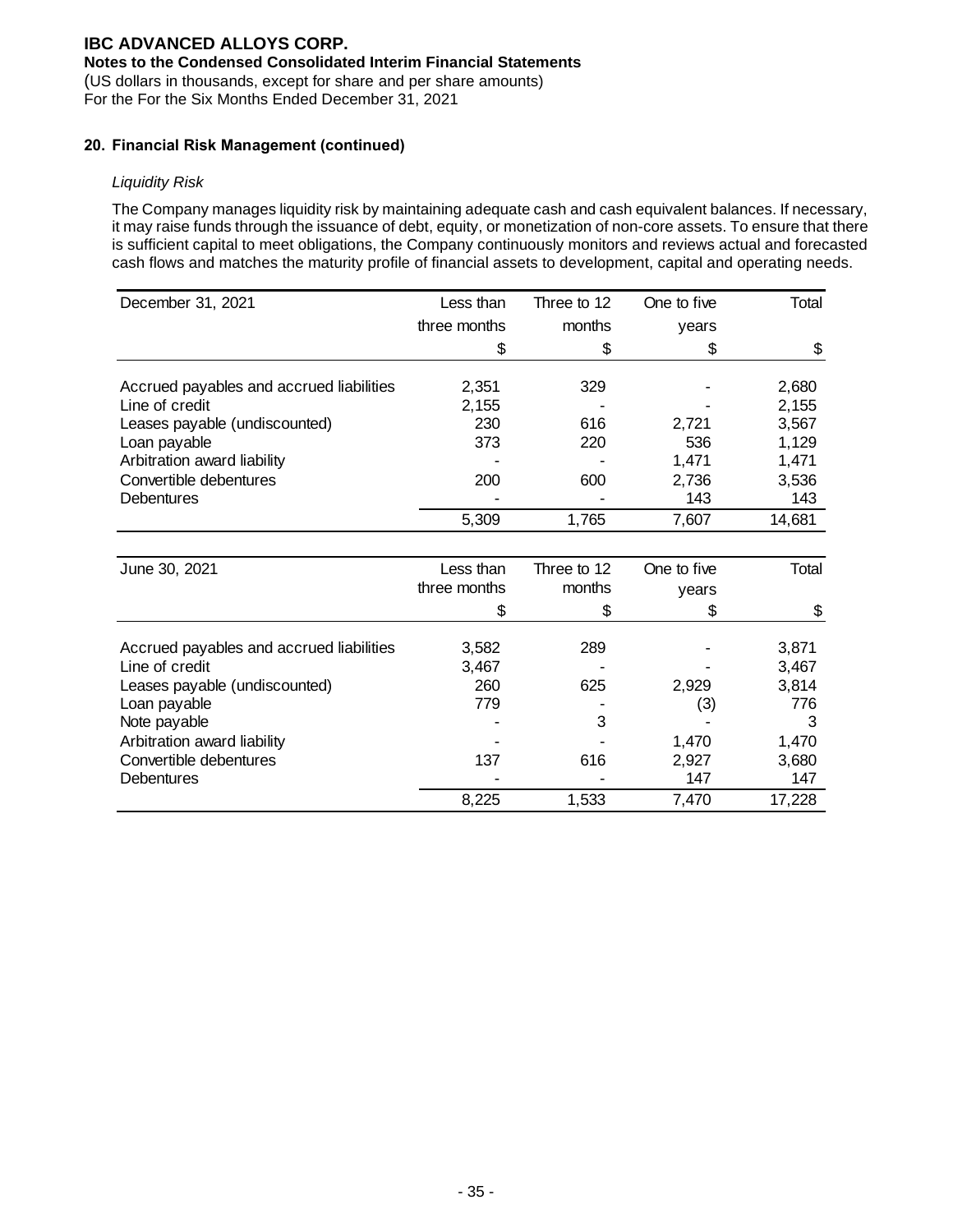# IBC ADVANCED ALLOYS CORP.

**Notes to the Condensed Consolidated Interim Financial Statements**

(US dollars in thousands, except for share and per share amounts)

For the For the Six Months Ended December 31, 2021

## 20. Financial Risk Management (continued)

*Liquidity Risk*

The Company manages liquidity risk by maintaining adequate cash and cash equivalent balances. If necessary, it may raise funds through the issuance of debt, equity, or monetization of non-core assets. To ensure that there is sufficient capital to meet obligations, the Company continuously monitors and reviews actual and forecasted cash flows and matches the maturity profile of financial assets to development, capital and operating needs.

| December 31, 2021 | Less than three months | Three to 12 months | One to five years | Total |
|---|---|---|---|---|
| | $ | $ | $ | $ |
| Accrued payables and accrued liabilities | 2,351 | 329 | - | 2,680 |
| Line of credit | 2,155 | - | - | 2,155 |
| Leases payable (undiscounted) | 230 | 616 | 2,721 | 3,567 |
| Loan payable | 373 | 220 | 536 | 1,129 |
| Arbitration award liability | - | - | 1,471 | 1,471 |
| Convertible debentures | 200 | 600 | 2,736 | 3,536 |
| Debentures | - | - | 143 | 143 |
| | 5,309 | 1,765 | 7,607 | 14,681 |

| June 30, 2021 | Less than three months | Three to 12 months | One to five years | Total |
|---|---|---|---|---|
| | $ | $ | $ | $ |
| Accrued payables and accrued liabilities | 3,582 | 289 | - | 3,871 |
| Line of credit | 3,467 | - | - | 3,467 |
| Leases payable (undiscounted) | 260 | 625 | 2,929 | 3,814 |
| Loan payable | 779 | - | (3) | 776 |
| Note payable | - | 3 | - | 3 |
| Arbitration award liability | - | - | 1,470 | 1,470 |
| Convertible debentures | 137 | 616 | 2,927 | 3,680 |
| Debentures | - | - | 147 | 147 |
| | 8,225 | 1,533 | 7,470 | 17,228 |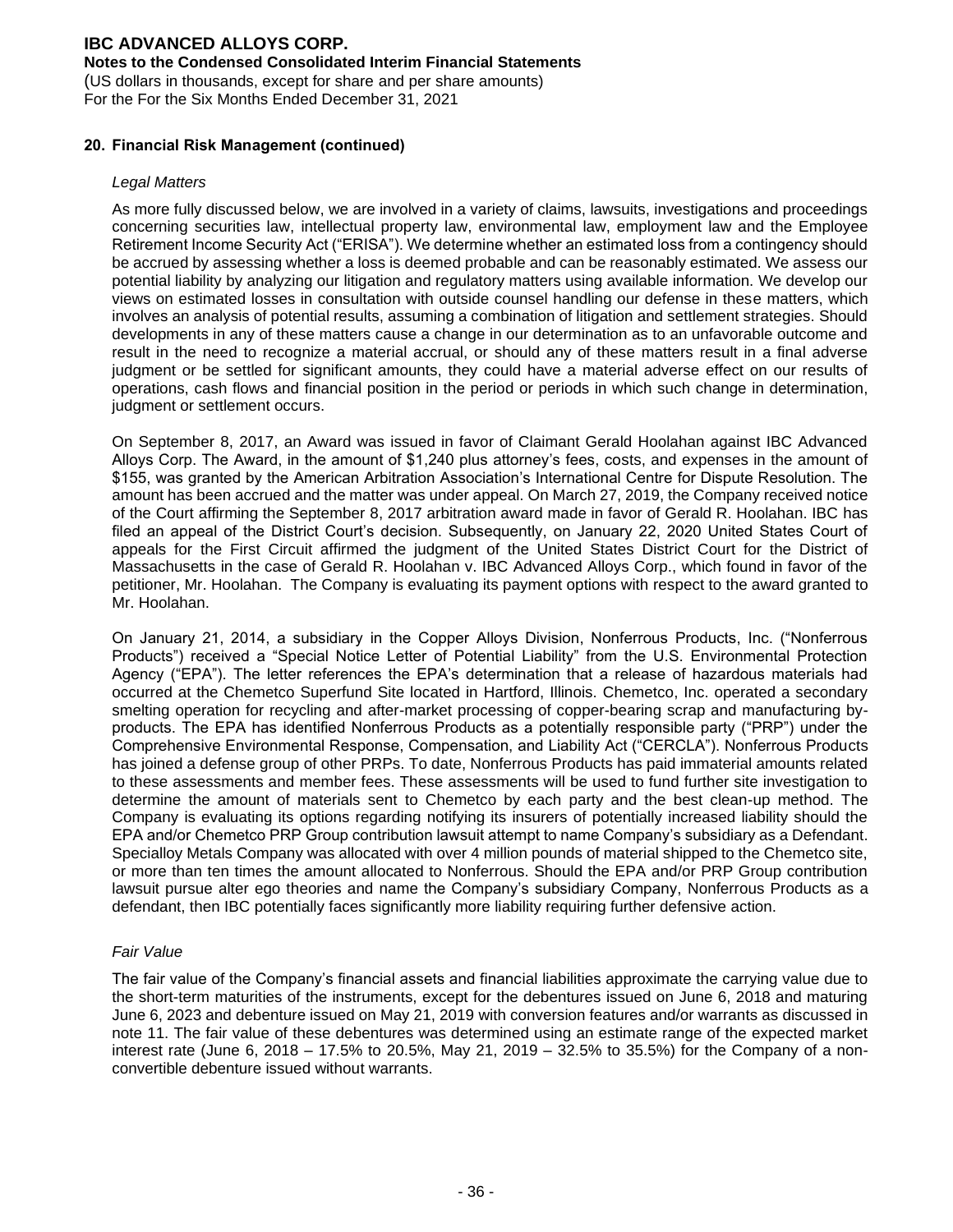## 20. Financial Risk Management (continued)

*Legal Matters*

As more fully discussed below, we are involved in a variety of claims, lawsuits, investigations and proceedings concerning securities law, intellectual property law, environmental law, employment law and the Employee Retirement Income Security Act ("ERISA"). We determine whether an estimated loss from a contingency should be accrued by assessing whether a loss is deemed probable and can be reasonably estimated. We assess our potential liability by analyzing our litigation and regulatory matters using available information. We develop our views on estimated losses in consultation with outside counsel handling our defense in these matters, which involves an analysis of potential results, assuming a combination of litigation and settlement strategies. Should developments in any of these matters cause a change in our determination as to an unfavorable outcome and result in the need to recognize a material accrual, or should any of these matters result in a final adverse judgment or be settled for significant amounts, they could have a material adverse effect on our results of operations, cash flows and financial position in the period or periods in which such change in determination, judgment or settlement occurs.

On September 8, 2017, an Award was issued in favor of Claimant Gerald Hoolahan against IBC Advanced Alloys Corp. The Award, in the amount of $1,240 plus attorney's fees, costs, and expenses in the amount of $155, was granted by the American Arbitration Association's International Centre for Dispute Resolution. The amount has been accrued and the matter was under appeal. On March 27, 2019, the Company received notice of the Court affirming the September 8, 2017 arbitration award made in favor of Gerald R. Hoolahan. IBC has filed an appeal of the District Court's decision. Subsequently, on January 22, 2020 United States Court of appeals for the First Circuit affirmed the judgment of the United States District Court for the District of Massachusetts in the case of Gerald R. Hoolahan v. IBC Advanced Alloys Corp., which found in favor of the petitioner, Mr. Hoolahan. The Company is evaluating its payment options with respect to the award granted to Mr. Hoolahan.

On January 21, 2014, a subsidiary in the Copper Alloys Division, Nonferrous Products, Inc. ("Nonferrous Products") received a "Special Notice Letter of Potential Liability" from the U.S. Environmental Protection Agency ("EPA"). The letter references the EPA's determination that a release of hazardous materials had occurred at the Chemetco Superfund Site located in Hartford, Illinois. Chemetco, Inc. operated a secondary smelting operation for recycling and after-market processing of copper-bearing scrap and manufacturing by-products. The EPA has identified Nonferrous Products as a potentially responsible party ("PRP") under the Comprehensive Environmental Response, Compensation, and Liability Act ("CERCLA"). Nonferrous Products has joined a defense group of other PRPs. To date, Nonferrous Products has paid immaterial amounts related to these assessments and member fees. These assessments will be used to fund further site investigation to determine the amount of materials sent to Chemetco by each party and the best clean-up method. The Company is evaluating its options regarding notifying its insurers of potentially increased liability should the EPA and/or Chemetco PRP Group contribution lawsuit attempt to name Company's subsidiary as a Defendant. Specialloy Metals Company was allocated with over 4 million pounds of material shipped to the Chemetco site, or more than ten times the amount allocated to Nonferrous. Should the EPA and/or PRP Group contribution lawsuit pursue alter ego theories and name the Company's subsidiary Company, Nonferrous Products as a defendant, then IBC potentially faces significantly more liability requiring further defensive action.

*Fair Value*

The fair value of the Company's financial assets and financial liabilities approximate the carrying value due to the short-term maturities of the instruments, except for the debentures issued on June 6, 2018 and maturing June 6, 2023 and debenture issued on May 21, 2019 with conversion features and/or warrants as discussed in note 11. The fair value of these debentures was determined using an estimate range of the expected market interest rate (June 6, 2018 – 17.5% to 20.5%, May 21, 2019 – 32.5% to 35.5%) for the Company of a non-convertible debenture issued without warrants.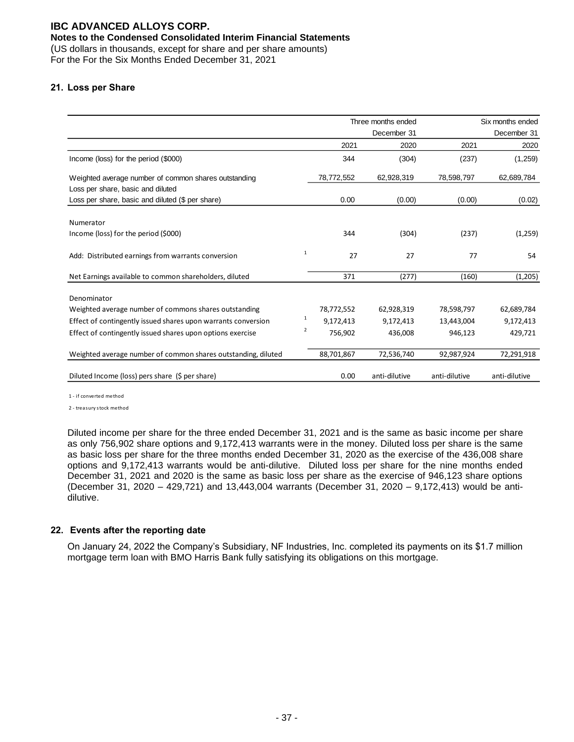# IBC ADVANCED ALLOYS CORP.

**Notes to the Condensed Consolidated Interim Financial Statements**

(US dollars in thousands, except for share and per share amounts)

For the For the Six Months Ended December 31, 2021

## 21. Loss per Share

| | | Three months ended December 31 | | Six months ended December 31 | |
|---|---|---|---|---|---|
| | | 2021 | 2020 | 2021 | 2020 |
| Income (loss) for the period ($000) | | 344 | (304) | (237) | (1,259) |
| Weighted average number of common shares outstanding | | 78,772,552 | 62,928,319 | 78,598,797 | 62,689,784 |
| Loss per share, basic and diluted | | | | | |
| Loss per share, basic and diluted ($ per share) | | 0.00 | (0.00) | (0.00) | (0.02) |
| Numerator | | | | | |
| Income (loss) for the period ($000) | | 344 | (304) | (237) | (1,259) |
| Add: Distributed earnings from warrants conversion | 1 | 27 | 27 | 77 | 54 |
| Net Earnings available to common shareholders, diluted | | 371 | (277) | (160) | (1,205) |
| Denominator | | | | | |
| Weighted average number of commons shares outstanding | | 78,772,552 | 62,928,319 | 78,598,797 | 62,689,784 |
| Effect of contingently issued shares upon warrants conversion | 1 | 9,172,413 | 9,172,413 | 13,443,004 | 9,172,413 |
| Effect of contingently issued shares upon options exercise | 2 | 756,902 | 436,008 | 946,123 | 429,721 |
| Weighted average number of common shares outstanding, diluted | | 88,701,867 | 72,536,740 | 92,987,924 | 72,291,918 |
| Diluted Income (loss) pers share ($ per share) | | 0.00 | anti-dilutive | anti-dilutive | anti-dilutive |

1 - if converted method

2 - treasury stock method

Diluted income per share for the three ended December 31, 2021 and is the same as basic income per share as only 756,902 share options and 9,172,413 warrants were in the money. Diluted loss per share is the same as basic loss per share for the three months ended December 31, 2020 as the exercise of the 436,008 share options and 9,172,413 warrants would be anti-dilutive. Diluted loss per share for the nine months ended December 31, 2021 and 2020 is the same as basic loss per share as the exercise of 946,123 share options (December 31, 2020 – 429,721) and 13,443,004 warrants (December 31, 2020 – 9,172,413) would be anti-dilutive.

## 22. Events after the reporting date

On January 24, 2022 the Company's Subsidiary, NF Industries, Inc. completed its payments on its $1.7 million mortgage term loan with BMO Harris Bank fully satisfying its obligations on this mortgage.